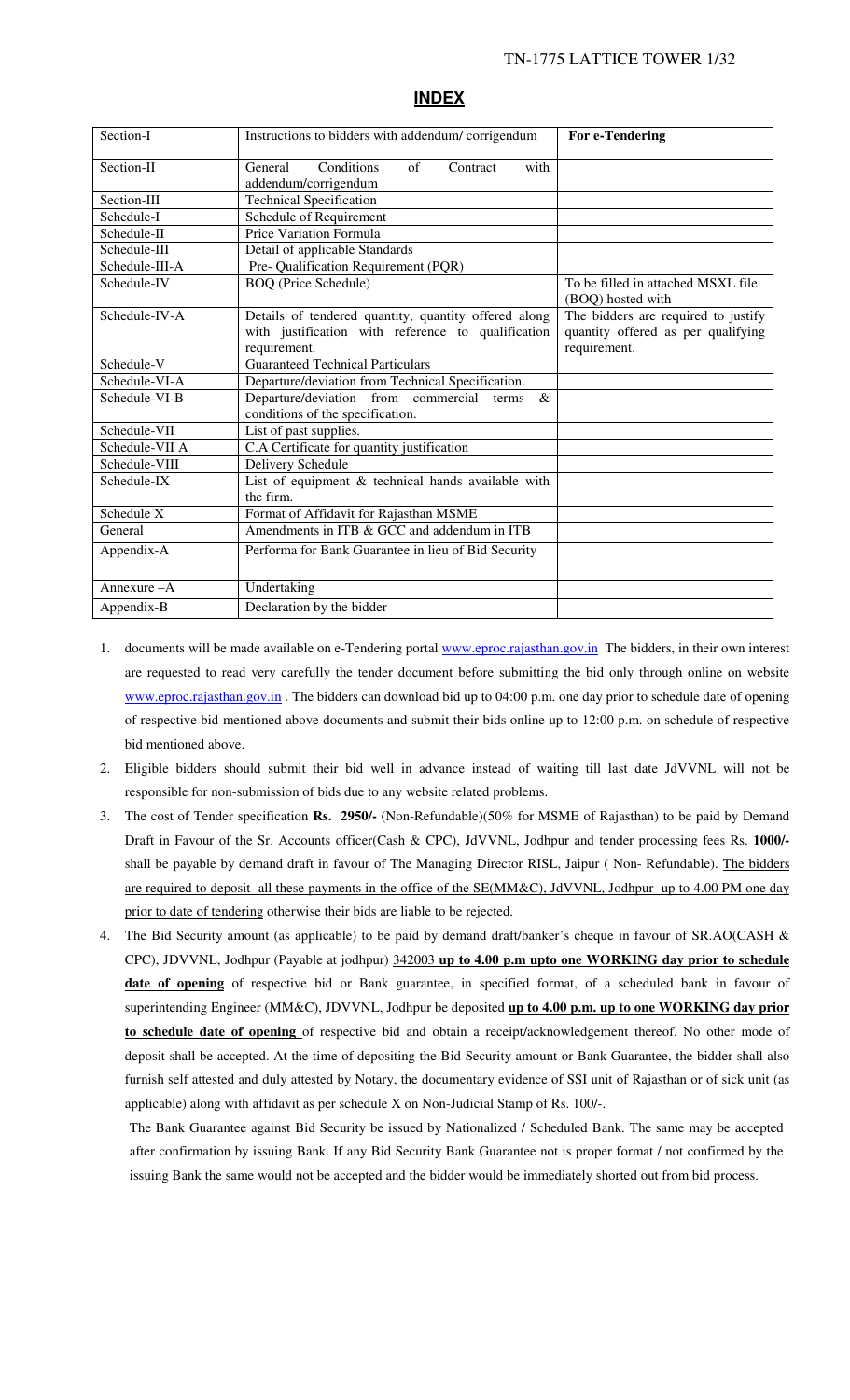## INDEX

| Section-I | Instructions to bidders with addendum/ corrigendum | **For e-Tendering** |
|---|---|---|
| Section-II | General Conditions of Contract with addendum/corrigendum | |
| Section-III | Technical Specification | |
| Schedule-I | Schedule of Requirement | |
| Schedule-II | Price Variation Formula | |
| Schedule-III | Detail of applicable Standards | |
| Schedule-III-A | Pre- Qualification Requirement (PQR) | |
| Schedule-IV | BOQ (Price Schedule) | To be filled in attached MSXL file (BOQ) hosted with |
| Schedule-IV-A | Details of tendered quantity, quantity offered along with justification with reference to qualification requirement. | The bidders are required to justify quantity offered as per qualifying requirement. |
| Schedule-V | Guaranteed Technical Particulars | |
| Schedule-VI-A | Departure/deviation from Technical Specification. | |
| Schedule-VI-B | Departure/deviation from commercial terms & conditions of the specification. | |
| Schedule-VII | List of past supplies. | |
| Schedule-VII A | C.A Certificate for quantity justification | |
| Schedule-VIII | Delivery Schedule | |
| Schedule-IX | List of equipment & technical hands available with the firm. | |
| Schedule X | Format of Affidavit for Rajasthan MSME | |
| General | Amendments in ITB & GCC and addendum in ITB | |
| Appendix-A | Performa for Bank Guarantee in lieu of Bid Security | |
| Annexure –A | Undertaking | |
| Appendix-B | Declaration by the bidder | |

1. documents will be made available on e-Tendering portal www.eproc.rajasthan.gov.in The bidders, in their own interest are requested to read very carefully the tender document before submitting the bid only through online on website www.eproc.rajasthan.gov.in . The bidders can download bid up to 04:00 p.m. one day prior to schedule date of opening of respective bid mentioned above documents and submit their bids online up to 12:00 p.m. on schedule of respective bid mentioned above.
2. Eligible bidders should submit their bid well in advance instead of waiting till last date JdVVNL will not be responsible for non-submission of bids due to any website related problems.
3. The cost of Tender specification **Rs. 2950/-** (Non-Refundable)(50% for MSME of Rajasthan) to be paid by Demand Draft in Favour of the Sr. Accounts officer(Cash & CPC), JdVVNL, Jodhpur and tender processing fees Rs. **1000/-** shall be payable by demand draft in favour of The Managing Director RISL, Jaipur ( Non- Refundable). The bidders are required to deposit all these payments in the office of the SE(MM&C), JdVVNL, Jodhpur up to 4.00 PM one day prior to date of tendering otherwise their bids are liable to be rejected.
4. The Bid Security amount (as applicable) to be paid by demand draft/banker's cheque in favour of SR.AO(CASH & CPC), JDVVNL, Jodhpur (Payable at jodhpur) 342003 **up to 4.00 p.m upto one WORKING day prior to schedule date of opening** of respective bid or Bank guarantee, in specified format, of a scheduled bank in favour of superintending Engineer (MM&C), JDVVNL, Jodhpur be deposited **up to 4.00 p.m. up to one WORKING day prior to schedule date of opening** of respective bid and obtain a receipt/acknowledgement thereof. No other mode of deposit shall be accepted. At the time of depositing the Bid Security amount or Bank Guarantee, the bidder shall also furnish self attested and duly attested by Notary, the documentary evidence of SSI unit of Rajasthan or of sick unit (as applicable) along with affidavit as per schedule X on Non-Judicial Stamp of Rs. 100/-.

   The Bank Guarantee against Bid Security be issued by Nationalized / Scheduled Bank. The same may be accepted after confirmation by issuing Bank. If any Bid Security Bank Guarantee not is proper format / not confirmed by the issuing Bank the same would not be accepted and the bidder would be immediately shorted out from bid process.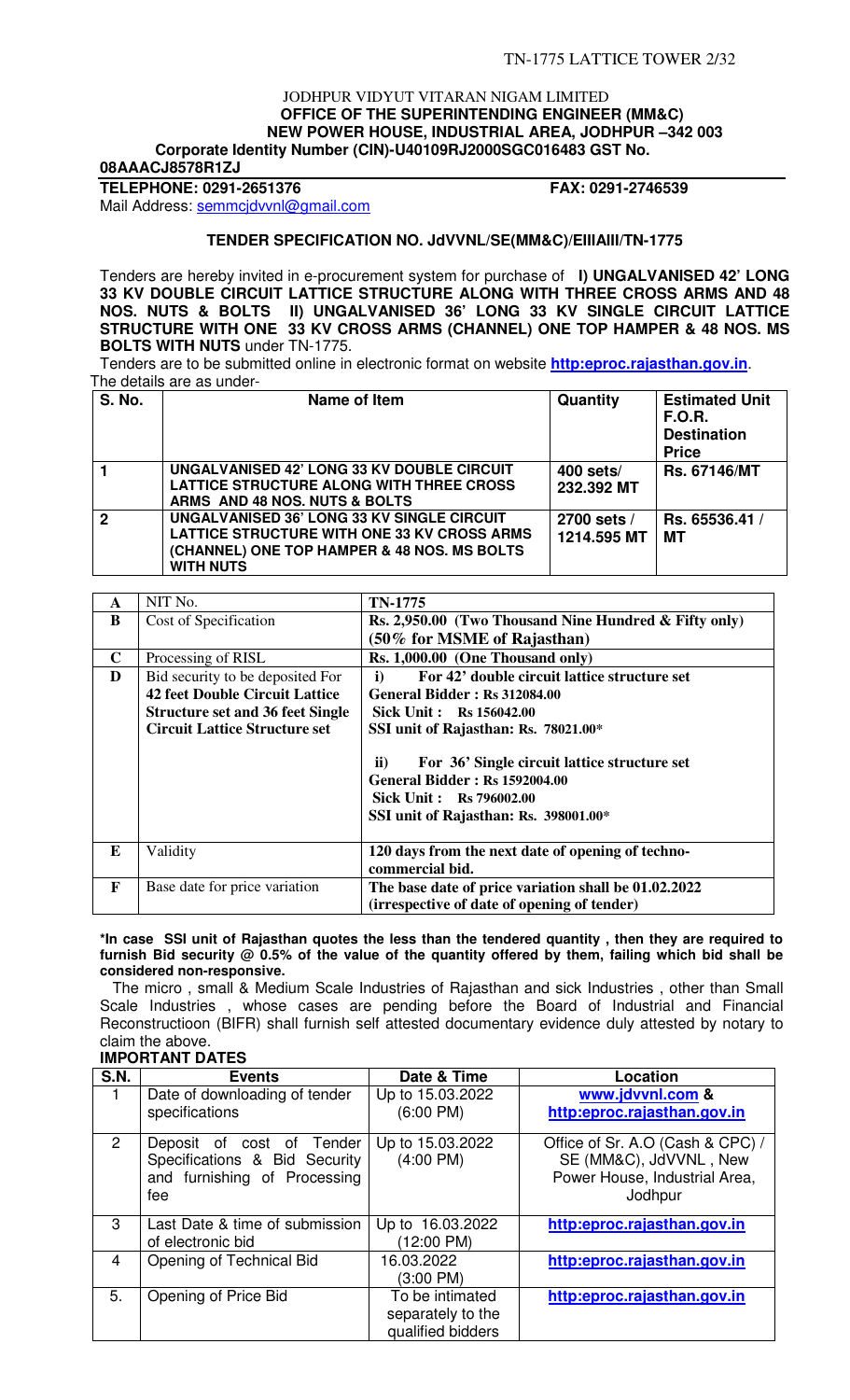JODHPUR VIDYUT VITARAN NIGAM LIMITED

**OFFICE OF THE SUPERINTENDING ENGINEER (MM&C)**

**NEW POWER HOUSE, INDUSTRIAL AREA, JODHPUR –342 003**

**Corporate Identity Number (CIN)-U40109RJ2000SGC016483 GST No. 08AAACJ8578R1ZJ**

**TELEPHONE: 0291-2651376** **FAX: 0291-2746539**

Mail Address: semmcjdvvnl@gmail.com

**TENDER SPECIFICATION NO. JdVVNL/SE(MM&C)/EIIIAIII/TN-1775**

Tenders are hereby invited in e-procurement system for purchase of **I) UNGALVANISED 42' LONG 33 KV DOUBLE CIRCUIT LATTICE STRUCTURE ALONG WITH THREE CROSS ARMS AND 48 NOS. NUTS & BOLTS II) UNGALVANISED 36' LONG 33 KV SINGLE CIRCUIT LATTICE STRUCTURE WITH ONE 33 KV CROSS ARMS (CHANNEL) ONE TOP HAMPER & 48 NOS. MS BOLTS WITH NUTS** under TN-1775.

Tenders are to be submitted online in electronic format on website **http:eproc.rajasthan.gov.in**.

The details are as under-

| S. No. | Name of Item | Quantity | Estimated Unit F.O.R. Destination Price |
|---|---|---|---|
| 1 | UNGALVANISED 42' LONG 33 KV DOUBLE CIRCUIT LATTICE STRUCTURE ALONG WITH THREE CROSS ARMS AND 48 NOS. NUTS & BOLTS | 400 sets/ 232.392 MT | Rs. 67146/MT |
| 2 | UNGALVANISED 36' LONG 33 KV SINGLE CIRCUIT LATTICE STRUCTURE WITH ONE 33 KV CROSS ARMS (CHANNEL) ONE TOP HAMPER & 48 NOS. MS BOLTS WITH NUTS | 2700 sets / 1214.595 MT | Rs. 65536.41 / MT |

| | | |
|---|---|---|
| A | NIT No. | **TN-1775** |
| B | Cost of Specification | **Rs. 2,950.00 (Two Thousand Nine Hundred & Fifty only) (50% for MSME of Rajasthan)** |
| C | Processing of RISL | **Rs. 1,000.00 (One Thousand only)** |
| D | Bid security to be deposited For **42 feet Double Circuit Lattice Structure set and 36 feet Single Circuit Lattice Structure set** | **i) For 42' double circuit lattice structure set**<br>**General Bidder : Rs 312084.00**<br>**Sick Unit : Rs 156042.00**<br>**SSI unit of Rajasthan: Rs. 78021.00***<br><br>**ii) For 36' Single circuit lattice structure set**<br>**General Bidder : Rs 1592004.00**<br>**Sick Unit : Rs 796002.00**<br>**SSI unit of Rajasthan: Rs. 398001.00*** |
| E | Validity | **120 days from the next date of opening of techno-commercial bid.** |
| F | Base date for price variation | **The base date of price variation shall be 01.02.2022 (irrespective of date of opening of tender)** |

**\*In case SSI unit of Rajasthan quotes the less than the tendered quantity , then they are required to furnish Bid security @ 0.5% of the value of the quantity offered by them, failing which bid shall be considered non-responsive.**

The micro , small & Medium Scale Industries of Rajasthan and sick Industries , other than Small Scale Industries , whose cases are pending before the Board of Industrial and Financial Reconstructioon (BIFR) shall furnish self attested documentary evidence duly attested by notary to claim the above.

**IMPORTANT DATES**

| S.N. | Events | Date & Time | Location |
|---|---|---|---|
| 1 | Date of downloading of tender specifications | Up to 15.03.2022 (6:00 PM) | **www.jdvvnl.com & http:eproc.rajasthan.gov.in** |
| 2 | Deposit of cost of Tender Specifications & Bid Security and furnishing of Processing fee | Up to 15.03.2022 (4:00 PM) | Office of Sr. A.O (Cash & CPC) / SE (MM&C), JdVVNL , New Power House, Industrial Area, Jodhpur |
| 3 | Last Date & time of submission of electronic bid | Up to 16.03.2022 (12:00 PM) | **http:eproc.rajasthan.gov.in** |
| 4 | Opening of Technical Bid | 16.03.2022 (3:00 PM) | **http:eproc.rajasthan.gov.in** |
| 5. | Opening of Price Bid | To be intimated separately to the qualified bidders | **http:eproc.rajasthan.gov.in** |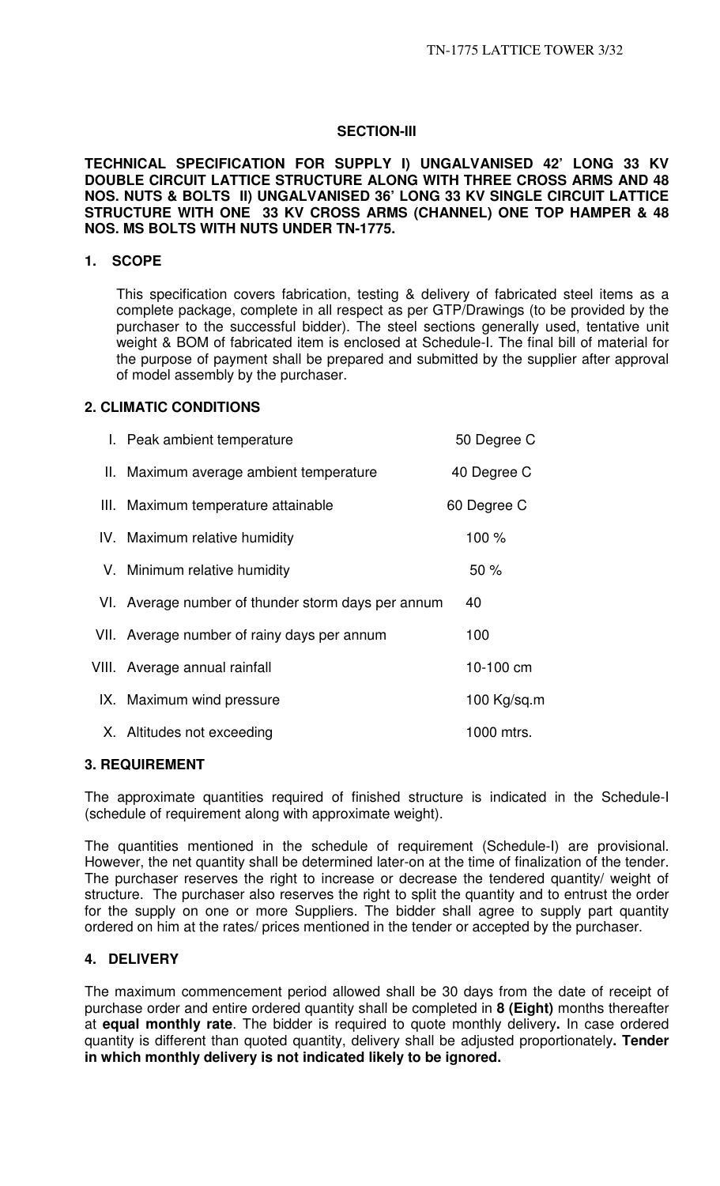## SECTION-III

**TECHNICAL SPECIFICATION FOR SUPPLY I) UNGALVANISED 42' LONG 33 KV DOUBLE CIRCUIT LATTICE STRUCTURE ALONG WITH THREE CROSS ARMS AND 48 NOS. NUTS & BOLTS II) UNGALVANISED 36' LONG 33 KV SINGLE CIRCUIT LATTICE STRUCTURE WITH ONE 33 KV CROSS ARMS (CHANNEL) ONE TOP HAMPER & 48 NOS. MS BOLTS WITH NUTS UNDER TN-1775.**

### 1. SCOPE

This specification covers fabrication, testing & delivery of fabricated steel items as a complete package, complete in all respect as per GTP/Drawings (to be provided by the purchaser to the successful bidder). The steel sections generally used, tentative unit weight & BOM of fabricated item is enclosed at Schedule-I. The final bill of material for the purpose of payment shall be prepared and submitted by the supplier after approval of model assembly by the purchaser.

### 2. CLIMATIC CONDITIONS

| | | |
|---|---|---|
| I. | Peak ambient temperature | 50 Degree C |
| II. | Maximum average ambient temperature | 40 Degree C |
| III. | Maximum temperature attainable | 60 Degree C |
| IV. | Maximum relative humidity | 100 % |
| V. | Minimum relative humidity | 50 % |
| VI. | Average number of thunder storm days per annum | 40 |
| VII. | Average number of rainy days per annum | 100 |
| VIII. | Average annual rainfall | 10-100 cm |
| IX. | Maximum wind pressure | 100 Kg/sq.m |
| X. | Altitudes not exceeding | 1000 mtrs. |

### 3. REQUIREMENT

The approximate quantities required of finished structure is indicated in the Schedule-I (schedule of requirement along with approximate weight).

The quantities mentioned in the schedule of requirement (Schedule-I) are provisional. However, the net quantity shall be determined later-on at the time of finalization of the tender. The purchaser reserves the right to increase or decrease the tendered quantity/ weight of structure. The purchaser also reserves the right to split the quantity and to entrust the order for the supply on one or more Suppliers. The bidder shall agree to supply part quantity ordered on him at the rates/ prices mentioned in the tender or accepted by the purchaser.

### 4. DELIVERY

The maximum commencement period allowed shall be 30 days from the date of receipt of purchase order and entire ordered quantity shall be completed in **8 (Eight)** months thereafter at **equal monthly rate**. The bidder is required to quote monthly delivery**.** In case ordered quantity is different than quoted quantity, delivery shall be adjusted proportionately**. Tender in which monthly delivery is not indicated likely to be ignored.**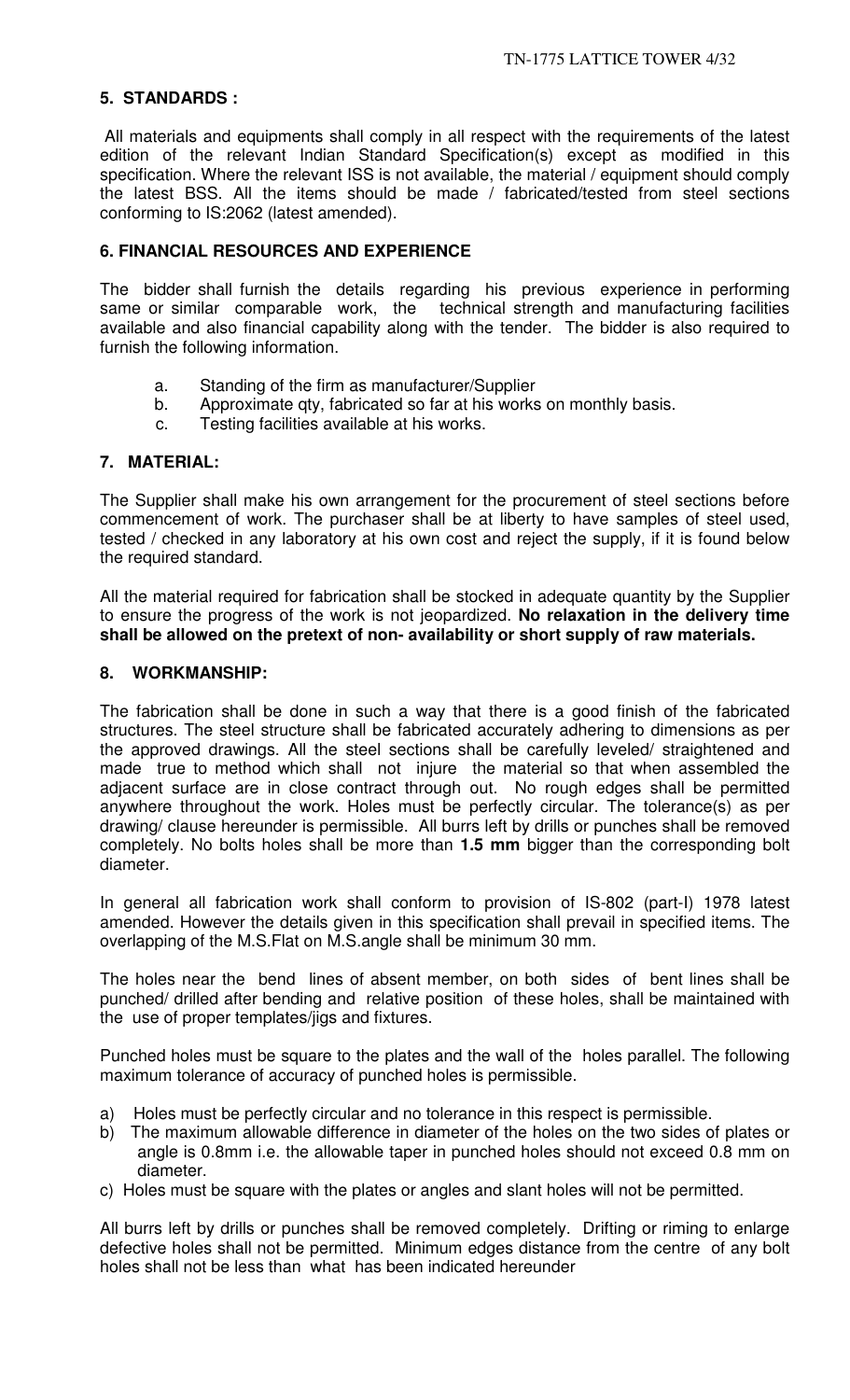## 5. STANDARDS :

All materials and equipments shall comply in all respect with the requirements of the latest edition of the relevant Indian Standard Specification(s) except as modified in this specification. Where the relevant ISS is not available, the material / equipment should comply the latest BSS. All the items should be made / fabricated/tested from steel sections conforming to IS:2062 (latest amended).

## 6. FINANCIAL RESOURCES AND EXPERIENCE

The bidder shall furnish the details regarding his previous experience in performing same or similar comparable work, the technical strength and manufacturing facilities available and also financial capability along with the tender. The bidder is also required to furnish the following information.

a. Standing of the firm as manufacturer/Supplier
b. Approximate qty, fabricated so far at his works on monthly basis.
c. Testing facilities available at his works.

## 7. MATERIAL:

The Supplier shall make his own arrangement for the procurement of steel sections before commencement of work. The purchaser shall be at liberty to have samples of steel used, tested / checked in any laboratory at his own cost and reject the supply, if it is found below the required standard.

All the material required for fabrication shall be stocked in adequate quantity by the Supplier to ensure the progress of the work is not jeopardized. **No relaxation in the delivery time shall be allowed on the pretext of non- availability or short supply of raw materials.**

## 8. WORKMANSHIP:

The fabrication shall be done in such a way that there is a good finish of the fabricated structures. The steel structure shall be fabricated accurately adhering to dimensions as per the approved drawings. All the steel sections shall be carefully leveled/ straightened and made true to method which shall not injure the material so that when assembled the adjacent surface are in close contract through out. No rough edges shall be permitted anywhere throughout the work. Holes must be perfectly circular. The tolerance(s) as per drawing/ clause hereunder is permissible. All burrs left by drills or punches shall be removed completely. No bolts holes shall be more than **1.5 mm** bigger than the corresponding bolt diameter.

In general all fabrication work shall conform to provision of IS-802 (part-I) 1978 latest amended. However the details given in this specification shall prevail in specified items. The overlapping of the M.S.Flat on M.S.angle shall be minimum 30 mm.

The holes near the bend lines of absent member, on both sides of bent lines shall be punched/ drilled after bending and relative position of these holes, shall be maintained with the use of proper templates/jigs and fixtures.

Punched holes must be square to the plates and the wall of the holes parallel. The following maximum tolerance of accuracy of punched holes is permissible.

a) Holes must be perfectly circular and no tolerance in this respect is permissible.
b) The maximum allowable difference in diameter of the holes on the two sides of plates or angle is 0.8mm i.e. the allowable taper in punched holes should not exceed 0.8 mm on diameter.
c) Holes must be square with the plates or angles and slant holes will not be permitted.

All burrs left by drills or punches shall be removed completely. Drifting or riming to enlarge defective holes shall not be permitted. Minimum edges distance from the centre of any bolt holes shall not be less than what has been indicated hereunder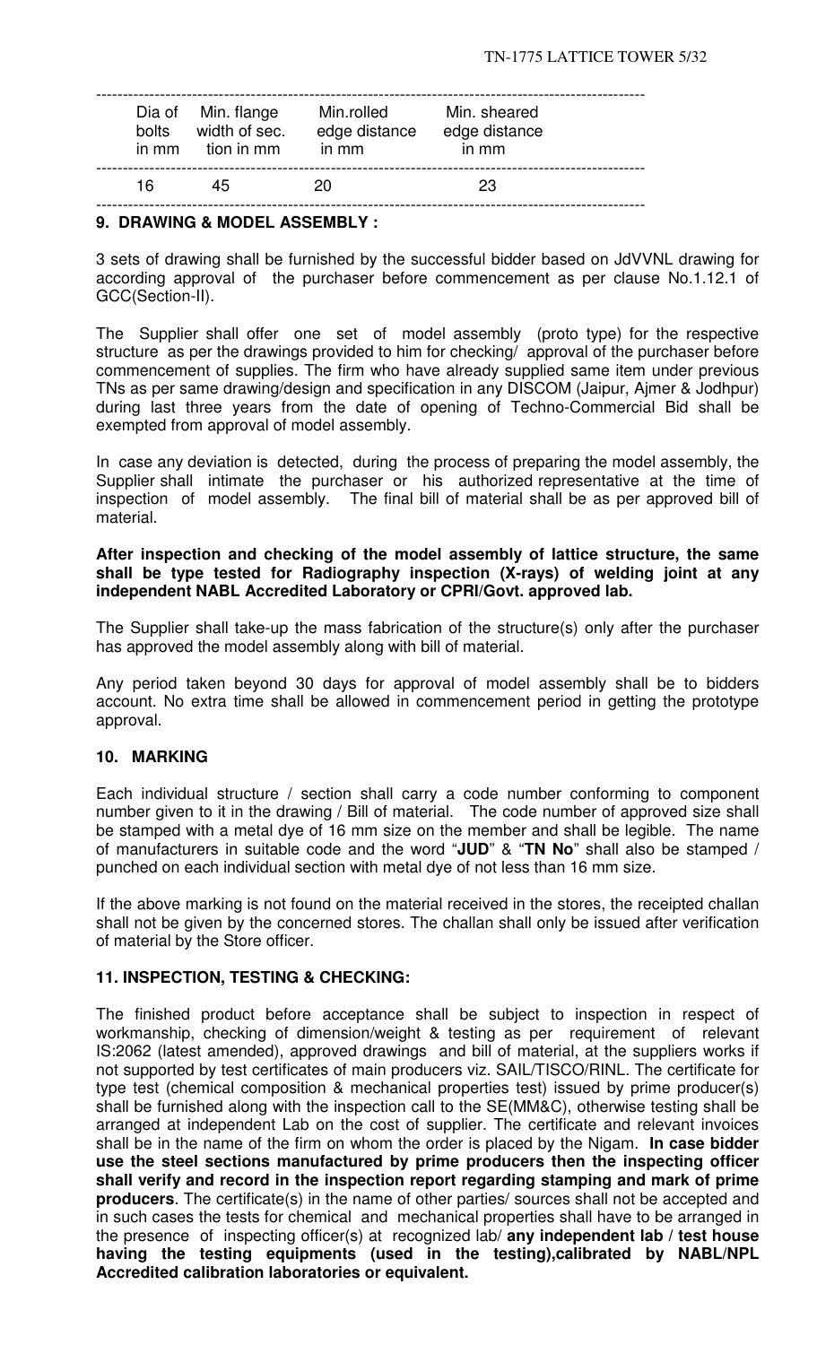| Dia of bolts in mm | Min. flange width of sec. tion in mm | Min.rolled edge distance in mm | Min. sheared edge distance in mm |
|---|---|---|---|
| 16 | 45 | 20 | 23 |

## 9. DRAWING & MODEL ASSEMBLY :

3 sets of drawing shall be furnished by the successful bidder based on JdVVNL drawing for according approval of the purchaser before commencement as per clause No.1.12.1 of GCC(Section-II).

The Supplier shall offer one set of model assembly (proto type) for the respective structure as per the drawings provided to him for checking/ approval of the purchaser before commencement of supplies. The firm who have already supplied same item under previous TNs as per same drawing/design and specification in any DISCOM (Jaipur, Ajmer & Jodhpur) during last three years from the date of opening of Techno-Commercial Bid shall be exempted from approval of model assembly.

In case any deviation is detected, during the process of preparing the model assembly, the Supplier shall intimate the purchaser or his authorized representative at the time of inspection of model assembly. The final bill of material shall be as per approved bill of material.

**After inspection and checking of the model assembly of lattice structure, the same shall be type tested for Radiography inspection (X-rays) of welding joint at any independent NABL Accredited Laboratory or CPRI/Govt. approved lab.**

The Supplier shall take-up the mass fabrication of the structure(s) only after the purchaser has approved the model assembly along with bill of material.

Any period taken beyond 30 days for approval of model assembly shall be to bidders account. No extra time shall be allowed in commencement period in getting the prototype approval.

## 10. MARKING

Each individual structure / section shall carry a code number conforming to component number given to it in the drawing / Bill of material. The code number of approved size shall be stamped with a metal dye of 16 mm size on the member and shall be legible. The name of manufacturers in suitable code and the word "**JUD**" & "**TN No**" shall also be stamped / punched on each individual section with metal dye of not less than 16 mm size.

If the above marking is not found on the material received in the stores, the receipted challan shall not be given by the concerned stores. The challan shall only be issued after verification of material by the Store officer.

## 11. INSPECTION, TESTING & CHECKING:

The finished product before acceptance shall be subject to inspection in respect of workmanship, checking of dimension/weight & testing as per requirement of relevant IS:2062 (latest amended), approved drawings and bill of material, at the suppliers works if not supported by test certificates of main producers viz. SAIL/TISCO/RINL. The certificate for type test (chemical composition & mechanical properties test) issued by prime producer(s) shall be furnished along with the inspection call to the SE(MM&C), otherwise testing shall be arranged at independent Lab on the cost of supplier. The certificate and relevant invoices shall be in the name of the firm on whom the order is placed by the Nigam. **In case bidder use the steel sections manufactured by prime producers then the inspecting officer shall verify and record in the inspection report regarding stamping and mark of prime producers**. The certificate(s) in the name of other parties/ sources shall not be accepted and in such cases the tests for chemical and mechanical properties shall have to be arranged in the presence of inspecting officer(s) at recognized lab/ **any independent lab / test house having the testing equipments (used in the testing),calibrated by NABL/NPL Accredited calibration laboratories or equivalent.**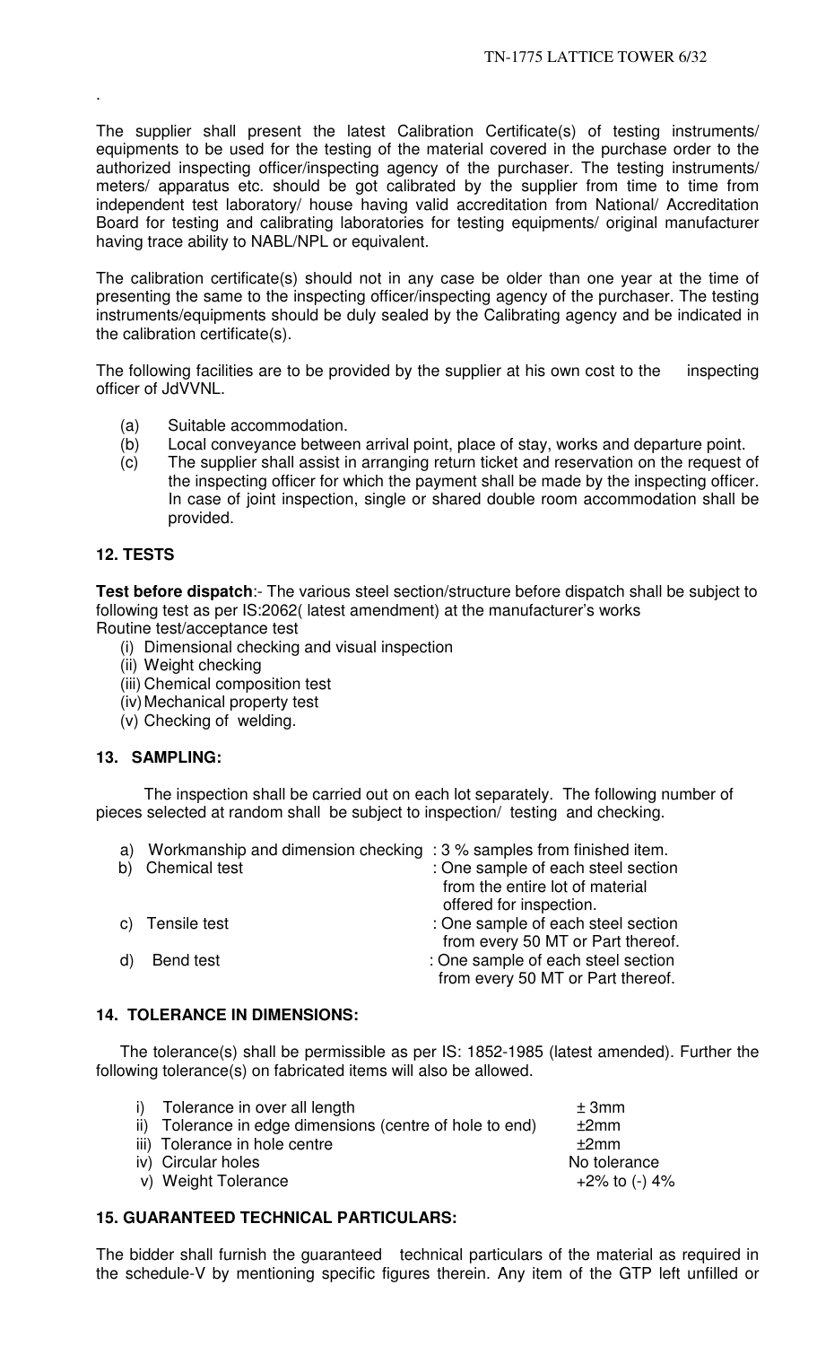The supplier shall present the latest Calibration Certificate(s) of testing instruments/ equipments to be used for the testing of the material covered in the purchase order to the authorized inspecting officer/inspecting agency of the purchaser. The testing instruments/ meters/ apparatus etc. should be got calibrated by the supplier from time to time from independent test laboratory/ house having valid accreditation from National/ Accreditation Board for testing and calibrating laboratories for testing equipments/ original manufacturer having trace ability to NABL/NPL or equivalent.

The calibration certificate(s) should not in any case be older than one year at the time of presenting the same to the inspecting officer/inspecting agency of the purchaser. The testing instruments/equipments should be duly sealed by the Calibrating agency and be indicated in the calibration certificate(s).

The following facilities are to be provided by the supplier at his own cost to the inspecting officer of JdVVNL.

(a) Suitable accommodation.
(b) Local conveyance between arrival point, place of stay, works and departure point.
(c) The supplier shall assist in arranging return ticket and reservation on the request of the inspecting officer for which the payment shall be made by the inspecting officer. In case of joint inspection, single or shared double room accommodation shall be provided.

## 12. TESTS

**Test before dispatch**:- The various steel section/structure before dispatch shall be subject to following test as per IS:2062( latest amendment) at the manufacturer's works

Routine test/acceptance test

(i) Dimensional checking and visual inspection
(ii) Weight checking
(iii) Chemical composition test
(iv) Mechanical property test
(v) Checking of welding.

## 13. SAMPLING:

The inspection shall be carried out on each lot separately. The following number of pieces selected at random shall be subject to inspection/ testing and checking.

a) Workmanship and dimension checking : 3 % samples from finished item.
b) Chemical test : One sample of each steel section from the entire lot of material offered for inspection.
c) Tensile test : One sample of each steel section from every 50 MT or Part thereof.
d) Bend test : One sample of each steel section from every 50 MT or Part thereof.

## 14. TOLERANCE IN DIMENSIONS:

The tolerance(s) shall be permissible as per IS: 1852-1985 (latest amended). Further the following tolerance(s) on fabricated items will also be allowed.

| | |
|---|---|
| i) Tolerance in over all length | ± 3mm |
| ii) Tolerance in edge dimensions (centre of hole to end) | ±2mm |
| iii) Tolerance in hole centre | ±2mm |
| iv) Circular holes | No tolerance |
| v) Weight Tolerance | +2% to (-) 4% |

## 15. GUARANTEED TECHNICAL PARTICULARS:

The bidder shall furnish the guaranteed technical particulars of the material as required in the schedule-V by mentioning specific figures therein. Any item of the GTP left unfilled or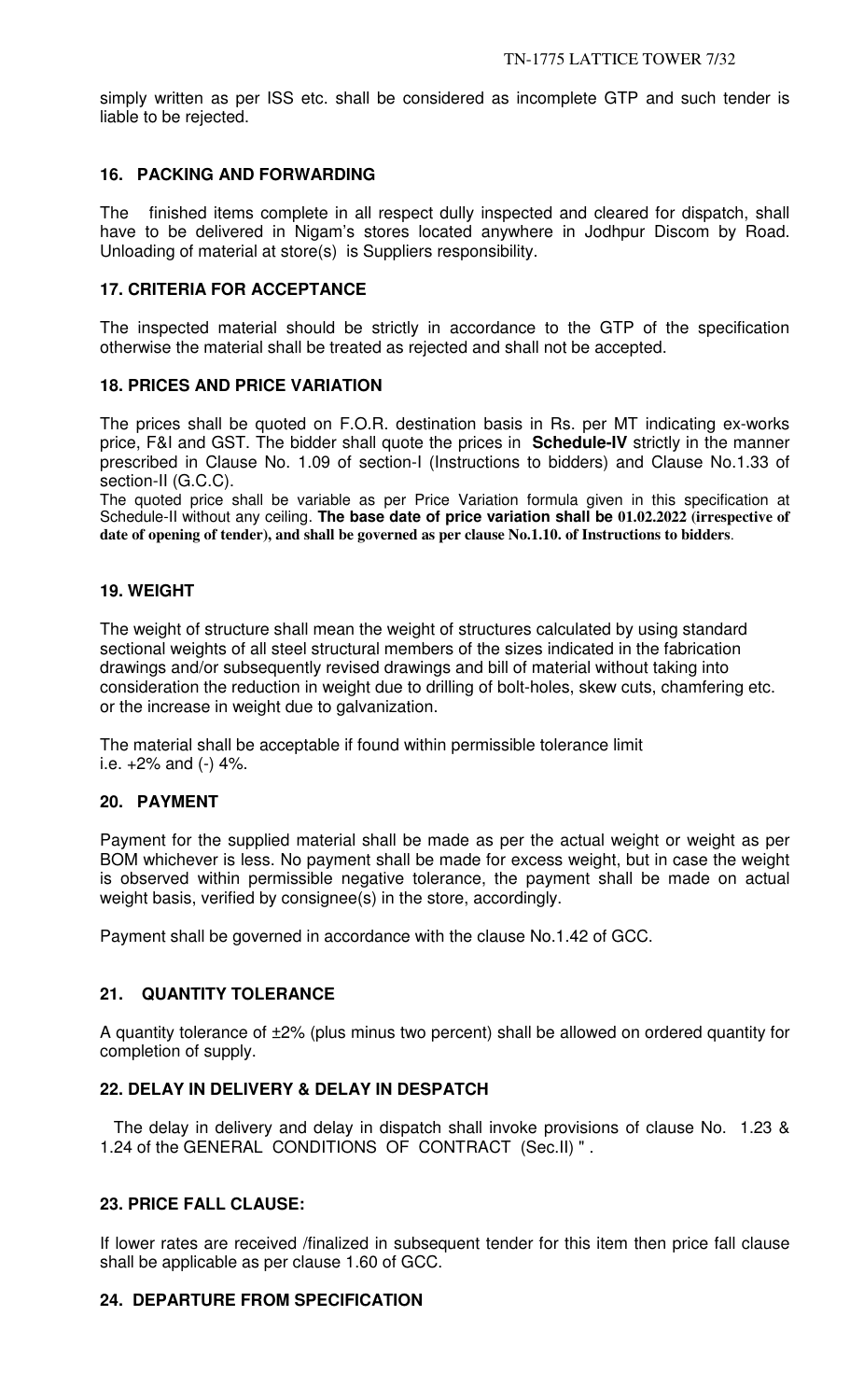simply written as per ISS etc. shall be considered as incomplete GTP and such tender is liable to be rejected.

## 16. PACKING AND FORWARDING

The finished items complete in all respect dully inspected and cleared for dispatch, shall have to be delivered in Nigam's stores located anywhere in Jodhpur Discom by Road. Unloading of material at store(s) is Suppliers responsibility.

## 17. CRITERIA FOR ACCEPTANCE

The inspected material should be strictly in accordance to the GTP of the specification otherwise the material shall be treated as rejected and shall not be accepted.

## 18. PRICES AND PRICE VARIATION

The prices shall be quoted on F.O.R. destination basis in Rs. per MT indicating ex-works price, F&I and GST. The bidder shall quote the prices in **Schedule-IV** strictly in the manner prescribed in Clause No. 1.09 of section-I (Instructions to bidders) and Clause No.1.33 of section-II (G.C.C).

The quoted price shall be variable as per Price Variation formula given in this specification at Schedule-II without any ceiling. **The base date of price variation shall be 01.02.2022 (irrespective of date of opening of tender), and shall be governed as per clause No.1.10. of Instructions to bidders**.

## 19. WEIGHT

The weight of structure shall mean the weight of structures calculated by using standard sectional weights of all steel structural members of the sizes indicated in the fabrication drawings and/or subsequently revised drawings and bill of material without taking into consideration the reduction in weight due to drilling of bolt-holes, skew cuts, chamfering etc. or the increase in weight due to galvanization.

The material shall be acceptable if found within permissible tolerance limit i.e. +2% and (-) 4%.

## 20. PAYMENT

Payment for the supplied material shall be made as per the actual weight or weight as per BOM whichever is less. No payment shall be made for excess weight, but in case the weight is observed within permissible negative tolerance, the payment shall be made on actual weight basis, verified by consignee(s) in the store, accordingly.

Payment shall be governed in accordance with the clause No.1.42 of GCC.

## 21. QUANTITY TOLERANCE

A quantity tolerance of ±2% (plus minus two percent) shall be allowed on ordered quantity for completion of supply.

## 22. DELAY IN DELIVERY & DELAY IN DESPATCH

The delay in delivery and delay in dispatch shall invoke provisions of clause No. 1.23 & 1.24 of the GENERAL CONDITIONS OF CONTRACT (Sec.II) " .

## 23. PRICE FALL CLAUSE:

If lower rates are received /finalized in subsequent tender for this item then price fall clause shall be applicable as per clause 1.60 of GCC.

## 24. DEPARTURE FROM SPECIFICATION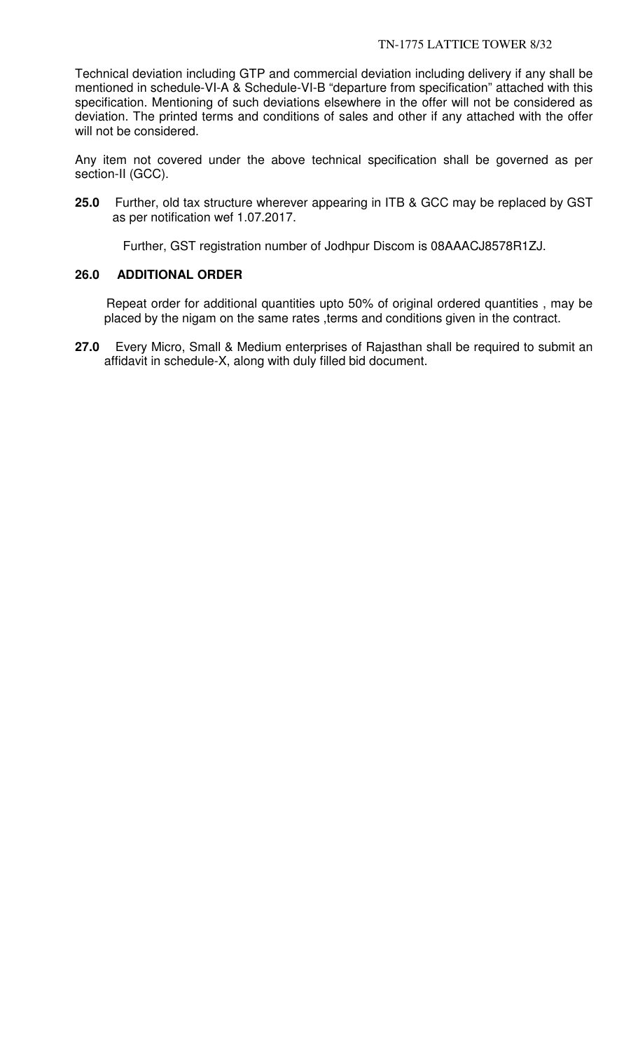Technical deviation including GTP and commercial deviation including delivery if any shall be mentioned in schedule-VI-A & Schedule-VI-B "departure from specification" attached with this specification. Mentioning of such deviations elsewhere in the offer will not be considered as deviation. The printed terms and conditions of sales and other if any attached with the offer will not be considered.

Any item not covered under the above technical specification shall be governed as per section-II (GCC).

**25.0** Further, old tax structure wherever appearing in ITB & GCC may be replaced by GST as per notification wef 1.07.2017.

Further, GST registration number of Jodhpur Discom is 08AAACJ8578R1ZJ.

**26.0 ADDITIONAL ORDER**

Repeat order for additional quantities upto 50% of original ordered quantities , may be placed by the nigam on the same rates ,terms and conditions given in the contract.

**27.0** Every Micro, Small & Medium enterprises of Rajasthan shall be required to submit an affidavit in schedule-X, along with duly filled bid document.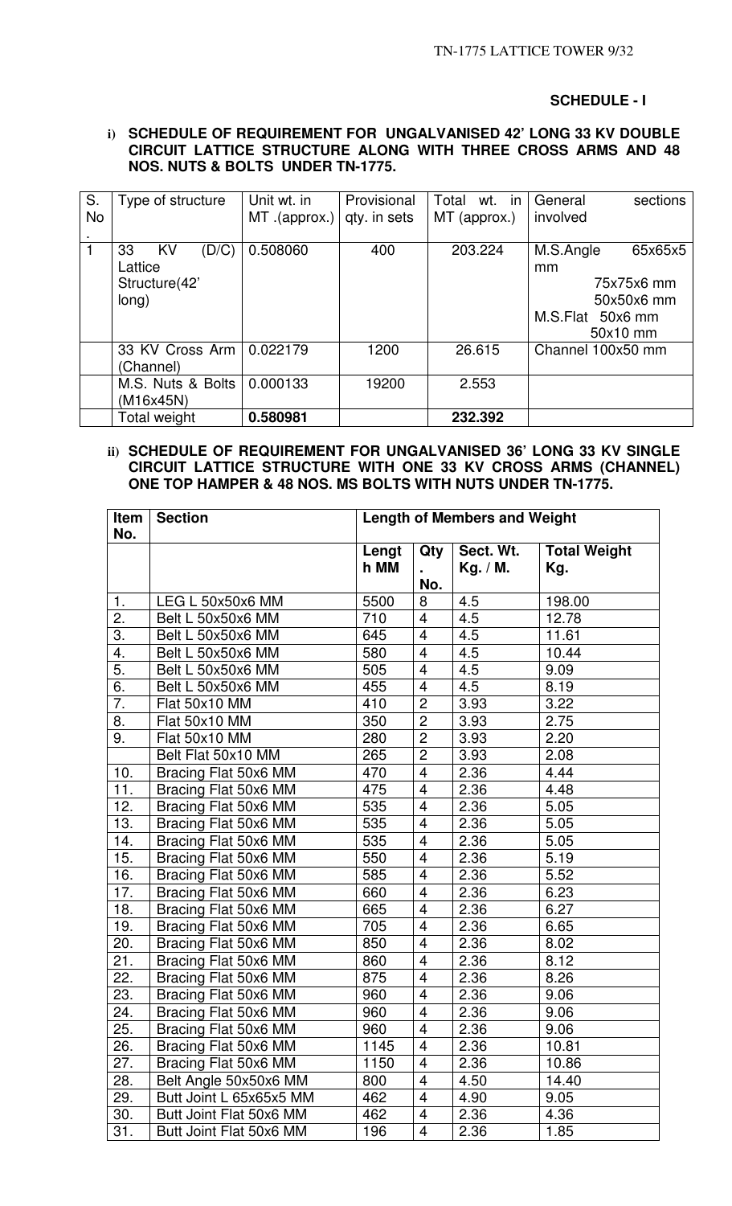**SCHEDULE - I**

**i) SCHEDULE OF REQUIREMENT FOR UNGALVANISED 42' LONG 33 KV DOUBLE CIRCUIT LATTICE STRUCTURE ALONG WITH THREE CROSS ARMS AND 48 NOS. NUTS & BOLTS UNDER TN-1775.**

| S. No. | Type of structure | Unit wt. in MT .(approx.) | Provisional qty. in sets | Total wt. in MT (approx.) | General sections involved |
|---|---|---|---|---|---|
| 1 | 33 KV (D/C) Lattice Structure(42' long) | 0.508060 | 400 | 203.224 | M.S.Angle 65x65x5 mm<br>75x75x6 mm<br>50x50x6 mm<br>M.S.Flat 50x6 mm<br>50x10 mm |
| | 33 KV Cross Arm (Channel) | 0.022179 | 1200 | 26.615 | Channel 100x50 mm |
| | M.S. Nuts & Bolts (M16x45N) | 0.000133 | 19200 | 2.553 | |
| | Total weight | **0.580981** | | **232.392** | |

**ii) SCHEDULE OF REQUIREMENT FOR UNGALVANISED 36' LONG 33 KV SINGLE CIRCUIT LATTICE STRUCTURE WITH ONE 33 KV CROSS ARMS (CHANNEL) ONE TOP HAMPER & 48 NOS. MS BOLTS WITH NUTS UNDER TN-1775.**

| Item No. | Section | Length of Members and Weight | | | |
|---|---|---|---|---|---|
| | | Length MM | Qty. No. | Sect. Wt. Kg. / M. | Total Weight Kg. |
| 1. | LEG L 50x50x6 MM | 5500 | 8 | 4.5 | 198.00 |
| 2. | Belt L 50x50x6 MM | 710 | 4 | 4.5 | 12.78 |
| 3. | Belt L 50x50x6 MM | 645 | 4 | 4.5 | 11.61 |
| 4. | Belt L 50x50x6 MM | 580 | 4 | 4.5 | 10.44 |
| 5. | Belt L 50x50x6 MM | 505 | 4 | 4.5 | 9.09 |
| 6. | Belt L 50x50x6 MM | 455 | 4 | 4.5 | 8.19 |
| 7. | Flat 50x10 MM | 410 | 2 | 3.93 | 3.22 |
| 8. | Flat 50x10 MM | 350 | 2 | 3.93 | 2.75 |
| 9. | Flat 50x10 MM | 280 | 2 | 3.93 | 2.20 |
| | Belt Flat 50x10 MM | 265 | 2 | 3.93 | 2.08 |
| 10. | Bracing Flat 50x6 MM | 470 | 4 | 2.36 | 4.44 |
| 11. | Bracing Flat 50x6 MM | 475 | 4 | 2.36 | 4.48 |
| 12. | Bracing Flat 50x6 MM | 535 | 4 | 2.36 | 5.05 |
| 13. | Bracing Flat 50x6 MM | 535 | 4 | 2.36 | 5.05 |
| 14. | Bracing Flat 50x6 MM | 535 | 4 | 2.36 | 5.05 |
| 15. | Bracing Flat 50x6 MM | 550 | 4 | 2.36 | 5.19 |
| 16. | Bracing Flat 50x6 MM | 585 | 4 | 2.36 | 5.52 |
| 17. | Bracing Flat 50x6 MM | 660 | 4 | 2.36 | 6.23 |
| 18. | Bracing Flat 50x6 MM | 665 | 4 | 2.36 | 6.27 |
| 19. | Bracing Flat 50x6 MM | 705 | 4 | 2.36 | 6.65 |
| 20. | Bracing Flat 50x6 MM | 850 | 4 | 2.36 | 8.02 |
| 21. | Bracing Flat 50x6 MM | 860 | 4 | 2.36 | 8.12 |
| 22. | Bracing Flat 50x6 MM | 875 | 4 | 2.36 | 8.26 |
| 23. | Bracing Flat 50x6 MM | 960 | 4 | 2.36 | 9.06 |
| 24. | Bracing Flat 50x6 MM | 960 | 4 | 2.36 | 9.06 |
| 25. | Bracing Flat 50x6 MM | 960 | 4 | 2.36 | 9.06 |
| 26. | Bracing Flat 50x6 MM | 1145 | 4 | 2.36 | 10.81 |
| 27. | Bracing Flat 50x6 MM | 1150 | 4 | 2.36 | 10.86 |
| 28. | Belt Angle 50x50x6 MM | 800 | 4 | 4.50 | 14.40 |
| 29. | Butt Joint L 65x65x5 MM | 462 | 4 | 4.90 | 9.05 |
| 30. | Butt Joint Flat 50x6 MM | 462 | 4 | 2.36 | 4.36 |
| 31. | Butt Joint Flat 50x6 MM | 196 | 4 | 2.36 | 1.85 |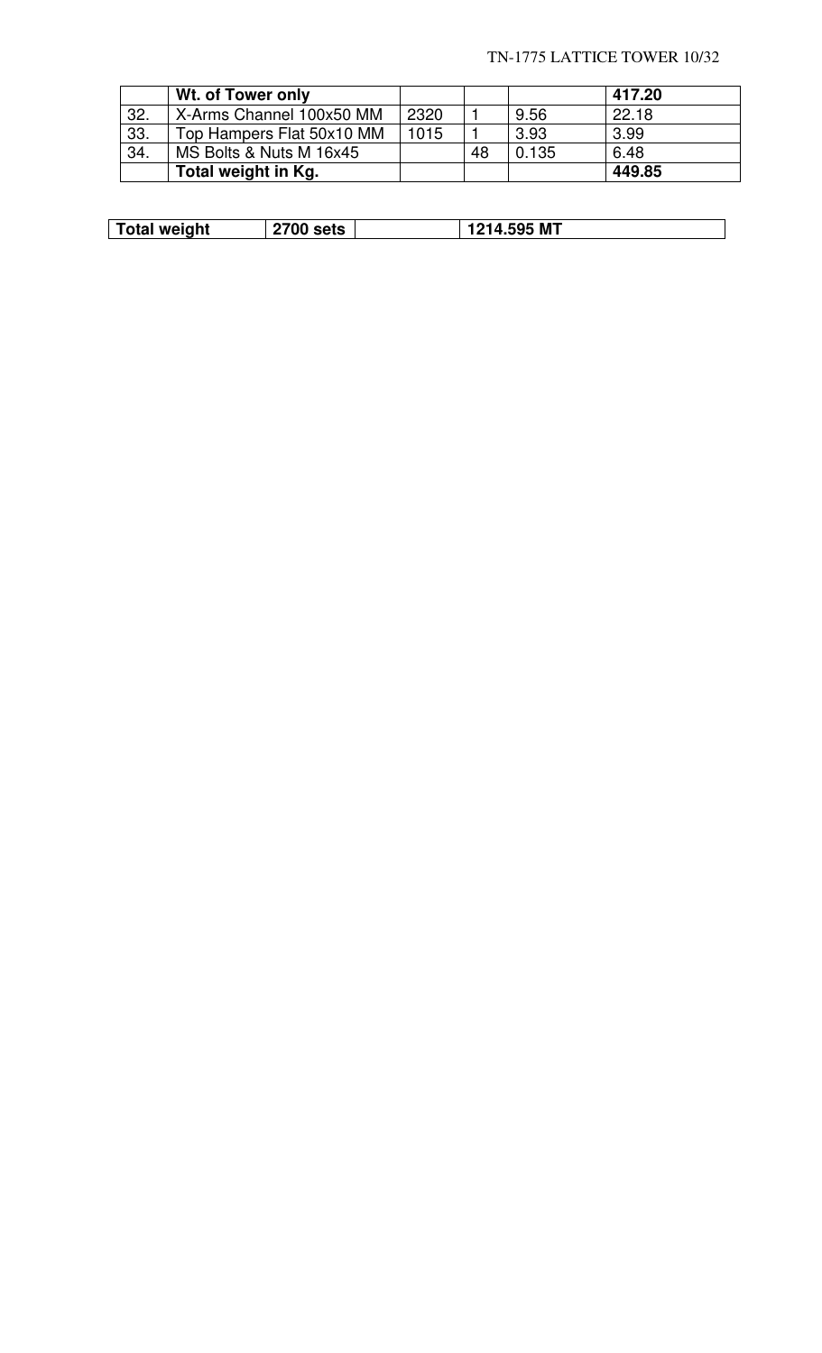| | **Wt. of Tower only** | | | | **417.20** |
|---|---|---|---|---|---|
| 32. | X-Arms Channel 100x50 MM | 2320 | 1 | 9.56 | 22.18 |
| 33. | Top Hampers Flat 50x10 MM | 1015 | 1 | 3.93 | 3.99 |
| 34. | MS Bolts & Nuts M 16x45 | | 48 | 0.135 | 6.48 |
| | **Total weight in Kg.** | | | | **449.85** |

| **Total weight** | **2700 sets** | | **1214.595 MT** |
|---|---|---|---|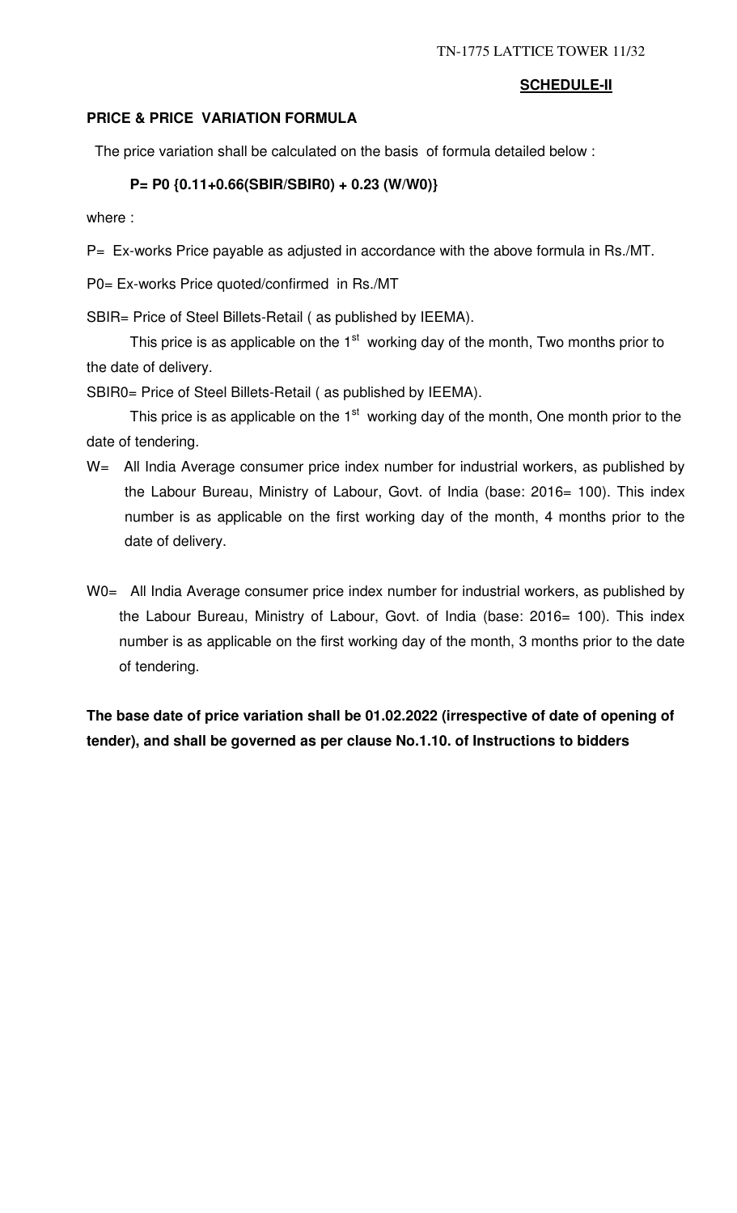**SCHEDULE-II**

**PRICE & PRICE VARIATION FORMULA**

The price variation shall be calculated on the basis of formula detailed below :

$$P = P0 \{0.11 + 0.66(SBIR/SBIR0) + 0.23 (W/W0)\}$$

where :

P= Ex-works Price payable as adjusted in accordance with the above formula in Rs./MT.

P0= Ex-works Price quoted/confirmed in Rs./MT

SBIR= Price of Steel Billets-Retail ( as published by IEEMA).

This price is as applicable on the 1st working day of the month, Two months prior to the date of delivery.

SBIR0= Price of Steel Billets-Retail ( as published by IEEMA).

This price is as applicable on the 1st working day of the month, One month prior to the date of tendering.

W= All India Average consumer price index number for industrial workers, as published by the Labour Bureau, Ministry of Labour, Govt. of India (base: 2016= 100). This index number is as applicable on the first working day of the month, 4 months prior to the date of delivery.

W0= All India Average consumer price index number for industrial workers, as published by the Labour Bureau, Ministry of Labour, Govt. of India (base: 2016= 100). This index number is as applicable on the first working day of the month, 3 months prior to the date of tendering.

**The base date of price variation shall be 01.02.2022 (irrespective of date of opening of tender), and shall be governed as per clause No.1.10. of Instructions to bidders**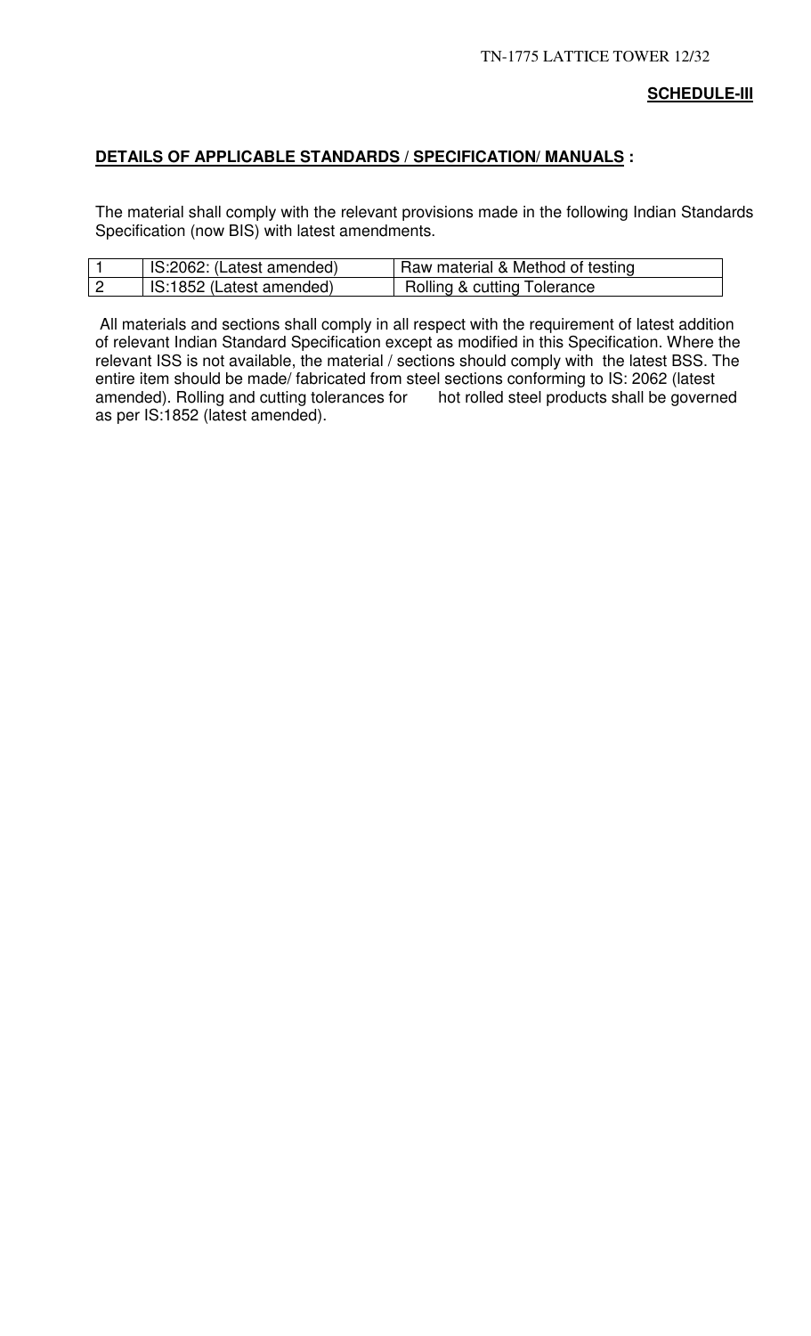**SCHEDULE-III**

**DETAILS OF APPLICABLE STANDARDS / SPECIFICATION/ MANUALS :**

The material shall comply with the relevant provisions made in the following Indian Standards Specification (now BIS) with latest amendments.

| | | |
|---|---|---|
| 1 | IS:2062: (Latest amended) | Raw material & Method of testing |
| 2 | IS:1852 (Latest amended) | Rolling & cutting Tolerance |

All materials and sections shall comply in all respect with the requirement of latest addition of relevant Indian Standard Specification except as modified in this Specification. Where the relevant ISS is not available, the material / sections should comply with the latest BSS. The entire item should be made/ fabricated from steel sections conforming to IS: 2062 (latest amended). Rolling and cutting tolerances for hot rolled steel products shall be governed as per IS:1852 (latest amended).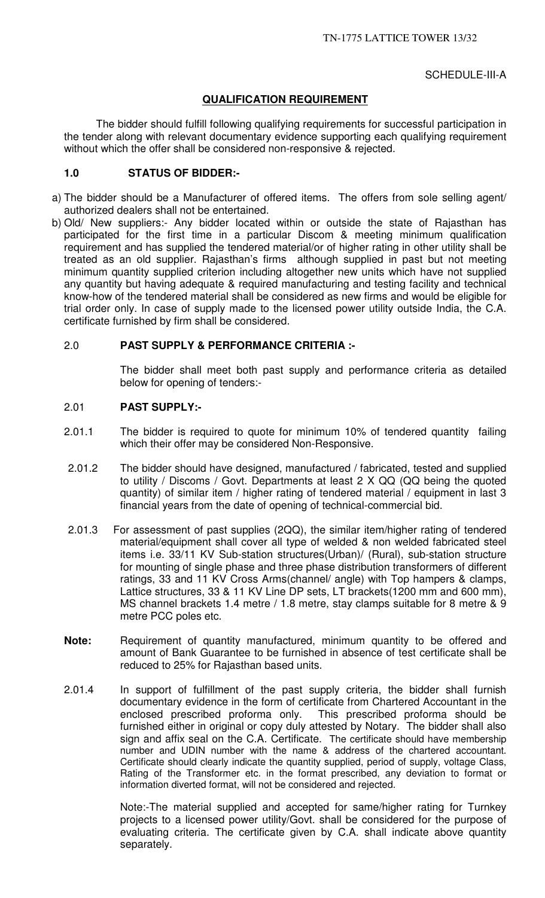SCHEDULE-III-A

## QUALIFICATION REQUIREMENT

The bidder should fulfill following qualifying requirements for successful participation in the tender along with relevant documentary evidence supporting each qualifying requirement without which the offer shall be considered non-responsive & rejected.

### 1.0 STATUS OF BIDDER:-

a) The bidder should be a Manufacturer of offered items. The offers from sole selling agent/ authorized dealers shall not be entertained.

b) Old/ New suppliers:- Any bidder located within or outside the state of Rajasthan has participated for the first time in a particular Discom & meeting minimum qualification requirement and has supplied the tendered material/or of higher rating in other utility shall be treated as an old supplier. Rajasthan's firms although supplied in past but not meeting minimum quantity supplied criterion including altogether new units which have not supplied any quantity but having adequate & required manufacturing and testing facility and technical know-how of the tendered material shall be considered as new firms and would be eligible for trial order only. In case of supply made to the licensed power utility outside India, the C.A. certificate furnished by firm shall be considered.

### 2.0 PAST SUPPLY & PERFORMANCE CRITERIA :-

The bidder shall meet both past supply and performance criteria as detailed below for opening of tenders:-

### 2.01 PAST SUPPLY:-

2.01.1 The bidder is required to quote for minimum 10% of tendered quantity failing which their offer may be considered Non-Responsive.

2.01.2 The bidder should have designed, manufactured / fabricated, tested and supplied to utility / Discoms / Govt. Departments at least 2 X QQ (QQ being the quoted quantity) of similar item / higher rating of tendered material / equipment in last 3 financial years from the date of opening of technical-commercial bid.

2.01.3 For assessment of past supplies (2QQ), the similar item/higher rating of tendered material/equipment shall cover all type of welded & non welded fabricated steel items i.e. 33/11 KV Sub-station structures(Urban)/ (Rural), sub-station structure for mounting of single phase and three phase distribution transformers of different ratings, 33 and 11 KV Cross Arms(channel/ angle) with Top hampers & clamps, Lattice structures, 33 & 11 KV Line DP sets, LT brackets(1200 mm and 600 mm), MS channel brackets 1.4 metre / 1.8 metre, stay clamps suitable for 8 metre & 9 metre PCC poles etc.

**Note:** Requirement of quantity manufactured, minimum quantity to be offered and amount of Bank Guarantee to be furnished in absence of test certificate shall be reduced to 25% for Rajasthan based units.

2.01.4 In support of fulfillment of the past supply criteria, the bidder shall furnish documentary evidence in the form of certificate from Chartered Accountant in the enclosed prescribed proforma only. This prescribed proforma should be furnished either in original or copy duly attested by Notary. The bidder shall also sign and affix seal on the C.A. Certificate. The certificate should have membership number and UDIN number with the name & address of the chartered accountant. Certificate should clearly indicate the quantity supplied, period of supply, voltage Class, Rating of the Transformer etc. in the format prescribed, any deviation to format or information diverted format, will not be considered and rejected.

Note:-The material supplied and accepted for same/higher rating for Turnkey projects to a licensed power utility/Govt. shall be considered for the purpose of evaluating criteria. The certificate given by C.A. shall indicate above quantity separately.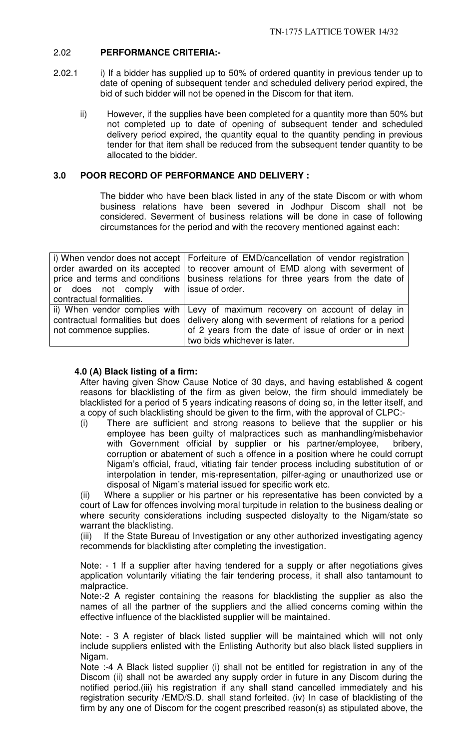## 2.02 PERFORMANCE CRITERIA:-

2.02.1 i) If a bidder has supplied up to 50% of ordered quantity in previous tender up to date of opening of subsequent tender and scheduled delivery period expired, the bid of such bidder will not be opened in the Discom for that item.

ii) However, if the supplies have been completed for a quantity more than 50% but not completed up to date of opening of subsequent tender and scheduled delivery period expired, the quantity equal to the quantity pending in previous tender for that item shall be reduced from the subsequent tender quantity to be allocated to the bidder.

## 3.0 POOR RECORD OF PERFORMANCE AND DELIVERY :

The bidder who have been black listed in any of the state Discom or with whom business relations have been severed in Jodhpur Discom shall not be considered. Severment of business relations will be done in case of following circumstances for the period and with the recovery mentioned against each:

| | |
|---|---|
| i) When vendor does not accept order awarded on its accepted price and terms and conditions or does not comply with contractual formalities. | Forfeiture of EMD/cancellation of vendor registration to recover amount of EMD along with severment of business relations for three years from the date of issue of order. |
| ii) When vendor complies with contractual formalities but does not commence supplies. | Levy of maximum recovery on account of delay in delivery along with severment of relations for a period of 2 years from the date of issue of order or in next two bids whichever is later. |

### 4.0 (A) Black listing of a firm:

After having given Show Cause Notice of 30 days, and having established & cogent reasons for blacklisting of the firm as given below, the firm should immediately be blacklisted for a period of 5 years indicating reasons of doing so, in the letter itself, and a copy of such blacklisting should be given to the firm, with the approval of CLPC:-

(i) There are sufficient and strong reasons to believe that the supplier or his employee has been guilty of malpractices such as manhandling/misbehavior with Government official by supplier or his partner/employee, bribery, corruption or abatement of such a offence in a position where he could corrupt Nigam's official, fraud, vitiating fair tender process including substitution of or interpolation in tender, mis-representation, pilfer-aging or unauthorized use or disposal of Nigam's material issued for specific work etc.

(ii) Where a supplier or his partner or his representative has been convicted by a court of Law for offences involving moral turpitude in relation to the business dealing or where security considerations including suspected disloyalty to the Nigam/state so warrant the blacklisting.

(iii) If the State Bureau of Investigation or any other authorized investigating agency recommends for blacklisting after completing the investigation.

Note: - 1 If a supplier after having tendered for a supply or after negotiations gives application voluntarily vitiating the fair tendering process, it shall also tantamount to malpractice.

Note:-2 A register containing the reasons for blacklisting the supplier as also the names of all the partner of the suppliers and the allied concerns coming within the effective influence of the blacklisted supplier will be maintained.

Note: - 3 A register of black listed supplier will be maintained which will not only include suppliers enlisted with the Enlisting Authority but also black listed suppliers in Nigam.

Note :-4 A Black listed supplier (i) shall not be entitled for registration in any of the Discom (ii) shall not be awarded any supply order in future in any Discom during the notified period.(iii) his registration if any shall stand cancelled immediately and his registration security /EMD/S.D. shall stand forfeited. (iv) In case of blacklisting of the firm by any one of Discom for the cogent prescribed reason(s) as stipulated above, the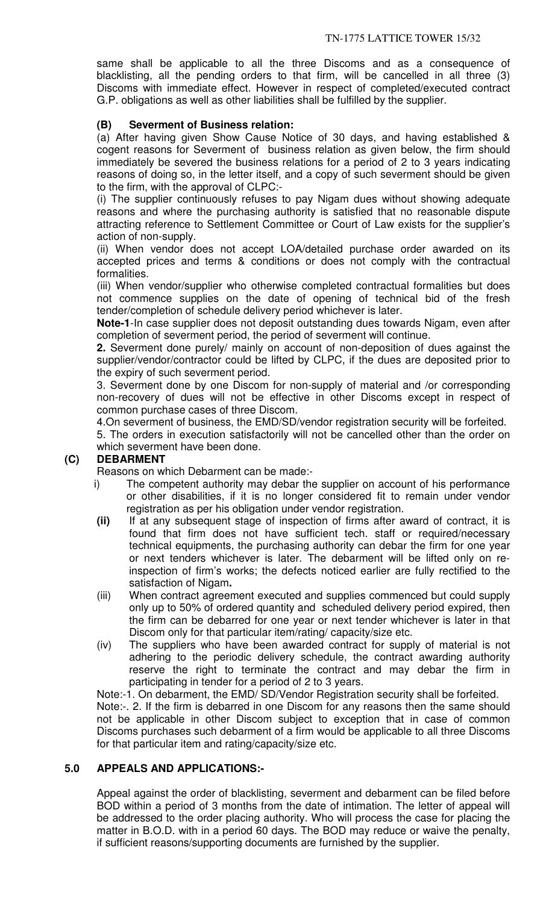same shall be applicable to all the three Discoms and as a consequence of blacklisting, all the pending orders to that firm, will be cancelled in all three (3) Discoms with immediate effect. However in respect of completed/executed contract G.P. obligations as well as other liabilities shall be fulfilled by the supplier.

**(B) Severment of Business relation:**

(a) After having given Show Cause Notice of 30 days, and having established & cogent reasons for Severment of business relation as given below, the firm should immediately be severed the business relations for a period of 2 to 3 years indicating reasons of doing so, in the letter itself, and a copy of such severment should be given to the firm, with the approval of CLPC:-

(i) The supplier continuously refuses to pay Nigam dues without showing adequate reasons and where the purchasing authority is satisfied that no reasonable dispute attracting reference to Settlement Committee or Court of Law exists for the supplier's action of non-supply.

(ii) When vendor does not accept LOA/detailed purchase order awarded on its accepted prices and terms & conditions or does not comply with the contractual formalities.

(iii) When vendor/supplier who otherwise completed contractual formalities but does not commence supplies on the date of opening of technical bid of the fresh tender/completion of schedule delivery period whichever is later.

**Note-1**-In case supplier does not deposit outstanding dues towards Nigam, even after completion of severment period, the period of severment will continue.

**2.** Severment done purely/ mainly on account of non-deposition of dues against the supplier/vendor/contractor could be lifted by CLPC, if the dues are deposited prior to the expiry of such severment period.

3. Severment done by one Discom for non-supply of material and /or corresponding non-recovery of dues will not be effective in other Discoms except in respect of common purchase cases of three Discom.

4.On severment of business, the EMD/SD/vendor registration security will be forfeited.

5. The orders in execution satisfactorily will not be cancelled other than the order on which severment have been done.

**(C) DEBARMENT**

Reasons on which Debarment can be made:-

i) The competent authority may debar the supplier on account of his performance or other disabilities, if it is no longer considered fit to remain under vendor registration as per his obligation under vendor registration.

**(ii)** If at any subsequent stage of inspection of firms after award of contract, it is found that firm does not have sufficient tech. staff or required/necessary technical equipments, the purchasing authority can debar the firm for one year or next tenders whichever is later. The debarment will be lifted only on re-inspection of firm's works; the defects noticed earlier are fully rectified to the satisfaction of Nigam**.**

(iii) When contract agreement executed and supplies commenced but could supply only up to 50% of ordered quantity and scheduled delivery period expired, then the firm can be debarred for one year or next tender whichever is later in that Discom only for that particular item/rating/ capacity/size etc.

(iv) The suppliers who have been awarded contract for supply of material is not adhering to the periodic delivery schedule, the contract awarding authority reserve the right to terminate the contract and may debar the firm in participating in tender for a period of 2 to 3 years.

Note:-1. On debarment, the EMD/ SD/Vendor Registration security shall be forfeited.

Note:-. 2. If the firm is debarred in one Discom for any reasons then the same should not be applicable in other Discom subject to exception that in case of common Discoms purchases such debarment of a firm would be applicable to all three Discoms for that particular item and rating/capacity/size etc.

## 5.0 APPEALS AND APPLICATIONS:-

Appeal against the order of blacklisting, severment and debarment can be filed before BOD within a period of 3 months from the date of intimation. The letter of appeal will be addressed to the order placing authority. Who will process the case for placing the matter in B.O.D. with in a period 60 days. The BOD may reduce or waive the penalty, if sufficient reasons/supporting documents are furnished by the supplier.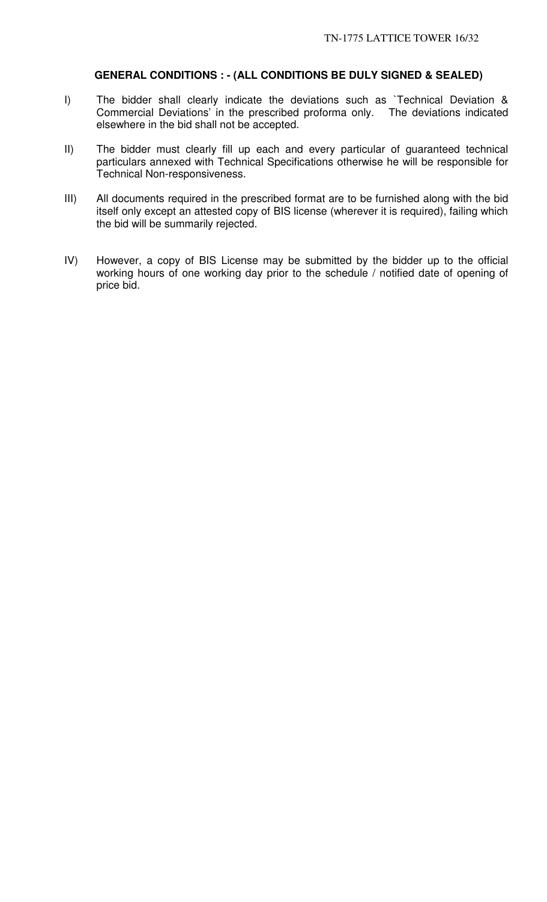**GENERAL CONDITIONS : - (ALL CONDITIONS BE DULY SIGNED & SEALED)**

I) The bidder shall clearly indicate the deviations such as `Technical Deviation & Commercial Deviations' in the prescribed proforma only. The deviations indicated elsewhere in the bid shall not be accepted.

II) The bidder must clearly fill up each and every particular of guaranteed technical particulars annexed with Technical Specifications otherwise he will be responsible for Technical Non-responsiveness.

III) All documents required in the prescribed format are to be furnished along with the bid itself only except an attested copy of BIS license (wherever it is required), failing which the bid will be summarily rejected.

IV) However, a copy of BIS License may be submitted by the bidder up to the official working hours of one working day prior to the schedule / notified date of opening of price bid.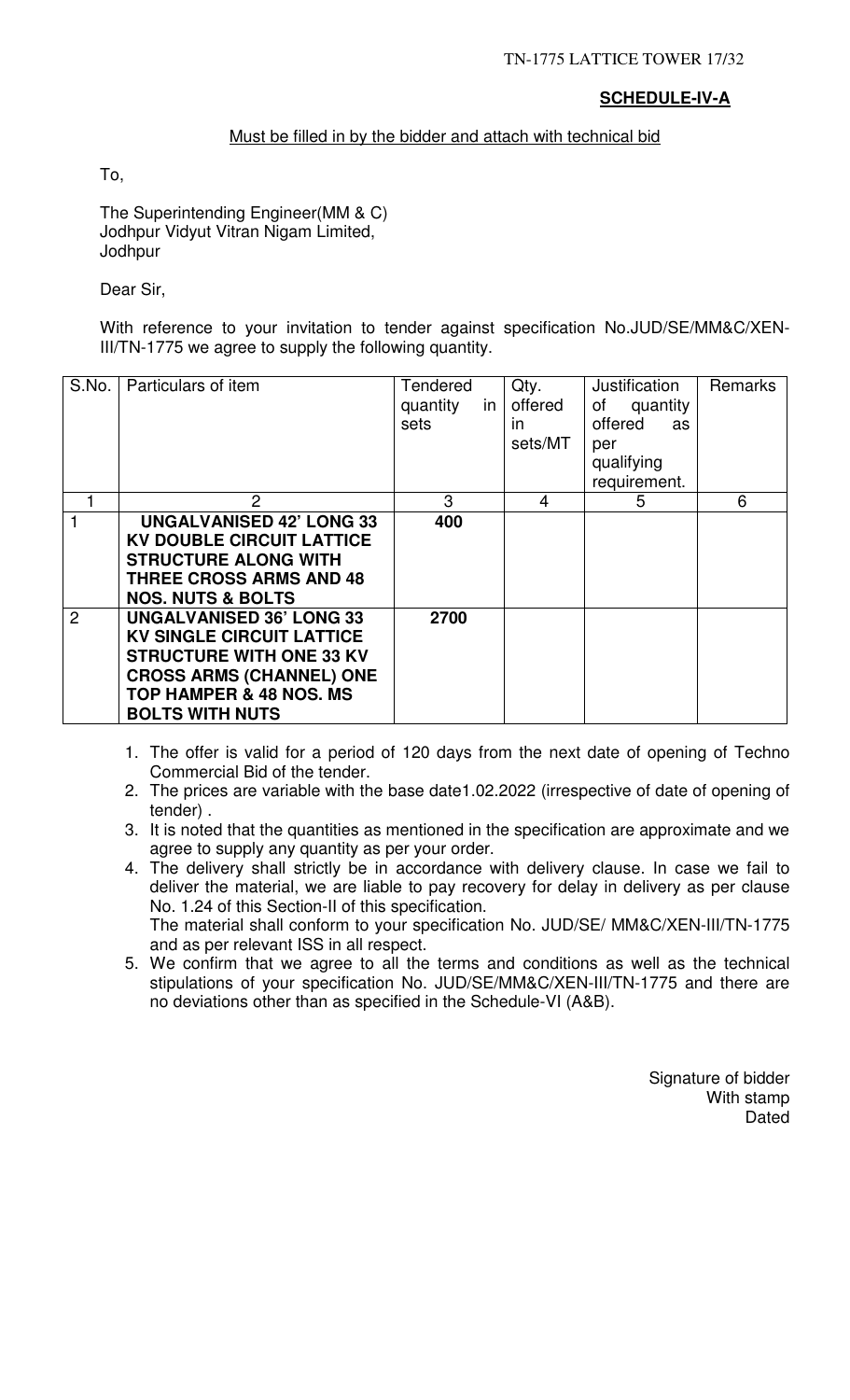**SCHEDULE-IV-A**

Must be filled in by the bidder and attach with technical bid

To,

The Superintending Engineer(MM & C)
Jodhpur Vidyut Vitran Nigam Limited,
Jodhpur

Dear Sir,

With reference to your invitation to tender against specification No.JUD/SE/MM&C/XEN-III/TN-1775 we agree to supply the following quantity.

| S.No. | Particulars of item | Tendered quantity in sets | Qty. offered in sets/MT | Justification of quantity offered as per qualifying requirement. | Remarks |
|---|---|---|---|---|---|
| 1 | 2 | 3 | 4 | 5 | 6 |
| 1 | **UNGALVANISED 42' LONG 33 KV DOUBLE CIRCUIT LATTICE STRUCTURE ALONG WITH THREE CROSS ARMS AND 48 NOS. NUTS & BOLTS** | **400** | | | |
| 2 | **UNGALVANISED 36' LONG 33 KV SINGLE CIRCUIT LATTICE STRUCTURE WITH ONE 33 KV CROSS ARMS (CHANNEL) ONE TOP HAMPER & 48 NOS. MS BOLTS WITH NUTS** | **2700** | | | |

1. The offer is valid for a period of 120 days from the next date of opening of Techno Commercial Bid of the tender.
2. The prices are variable with the base date1.02.2022 (irrespective of date of opening of tender) .
3. It is noted that the quantities as mentioned in the specification are approximate and we agree to supply any quantity as per your order.
4. The delivery shall strictly be in accordance with delivery clause. In case we fail to deliver the material, we are liable to pay recovery for delay in delivery as per clause No. 1.24 of this Section-II of this specification.
   The material shall conform to your specification No. JUD/SE/ MM&C/XEN-III/TN-1775 and as per relevant ISS in all respect.
5. We confirm that we agree to all the terms and conditions as well as the technical stipulations of your specification No. JUD/SE/MM&C/XEN-III/TN-1775 and there are no deviations other than as specified in the Schedule-VI (A&B).

Signature of bidder
With stamp
Dated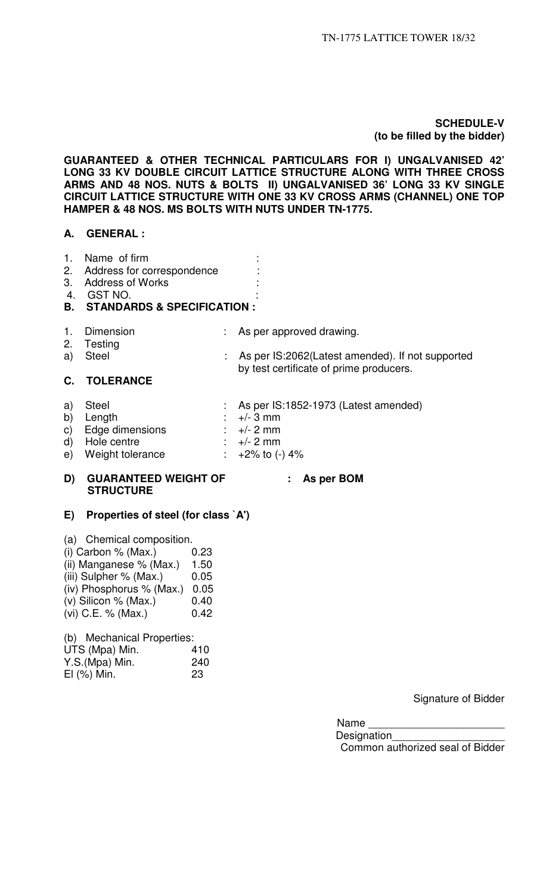**SCHEDULE-V**
**(to be filled by the bidder)**

**GUARANTEED & OTHER TECHNICAL PARTICULARS FOR I) UNGALVANISED 42' LONG 33 KV DOUBLE CIRCUIT LATTICE STRUCTURE ALONG WITH THREE CROSS ARMS AND 48 NOS. NUTS & BOLTS II) UNGALVANISED 36' LONG 33 KV SINGLE CIRCUIT LATTICE STRUCTURE WITH ONE 33 KV CROSS ARMS (CHANNEL) ONE TOP HAMPER & 48 NOS. MS BOLTS WITH NUTS UNDER TN-1775.**

**A. GENERAL :**

1. Name of firm :
2. Address for correspondence :
3. Address of Works :
4. GST NO. :

**B. STANDARDS & SPECIFICATION :**

1. Dimension : As per approved drawing.
2. Testing
   a) Steel : As per IS:2062(Latest amended). If not supported by test certificate of prime producers.

**C. TOLERANCE**

a) Steel : As per IS:1852-1973 (Latest amended)
b) Length : +/- 3 mm
c) Edge dimensions : +/- 2 mm
d) Hole centre : +/- 2 mm
e) Weight tolerance : +2% to (-) 4%

**D) GUARANTEED WEIGHT OF STRUCTURE : As per BOM**

**E) Properties of steel (for class `A')**

(a) Chemical composition.

| | |
|---|---|
| (i) Carbon % (Max.) | 0.23 |
| (ii) Manganese % (Max.) | 1.50 |
| (iii) Sulpher % (Max.) | 0.05 |
| (iv) Phosphorus % (Max.) | 0.05 |
| (v) Silicon % (Max.) | 0.40 |
| (vi) C.E. % (Max.) | 0.42 |

(b) Mechanical Properties:

| | |
|---|---|
| UTS (Mpa) Min. | 410 |
| Y.S.(Mpa) Min. | 240 |
| El (%) Min. | 23 |

Signature of Bidder

Name ______________________
Designation__________________
Common authorized seal of Bidder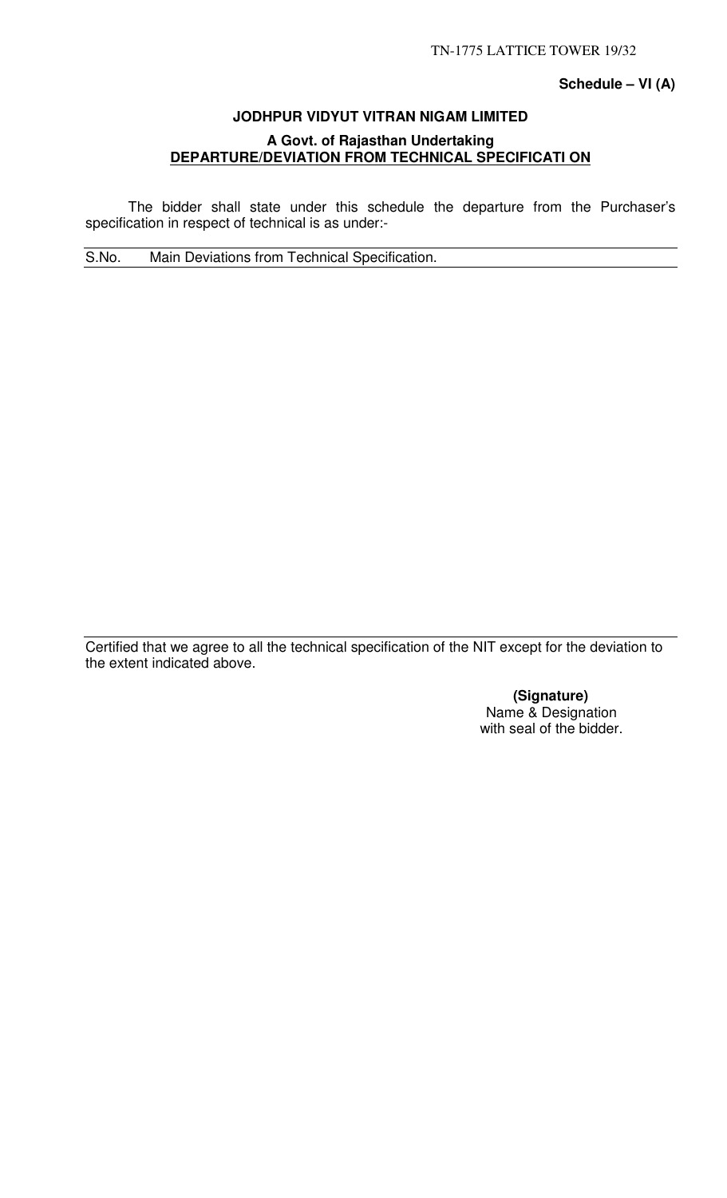**Schedule – VI (A)**

**JODHPUR VIDYUT VITRAN NIGAM LIMITED**

**A Govt. of Rajasthan Undertaking**

**DEPARTURE/DEVIATION FROM TECHNICAL SPECIFICATI ON**

The bidder shall state under this schedule the departure from the Purchaser's specification in respect of technical is as under:-

| S.No. | Main Deviations from Technical Specification. |
|---|---|
| | |

Certified that we agree to all the technical specification of the NIT except for the deviation to the extent indicated above.

**(Signature)**
Name & Designation
with seal of the bidder.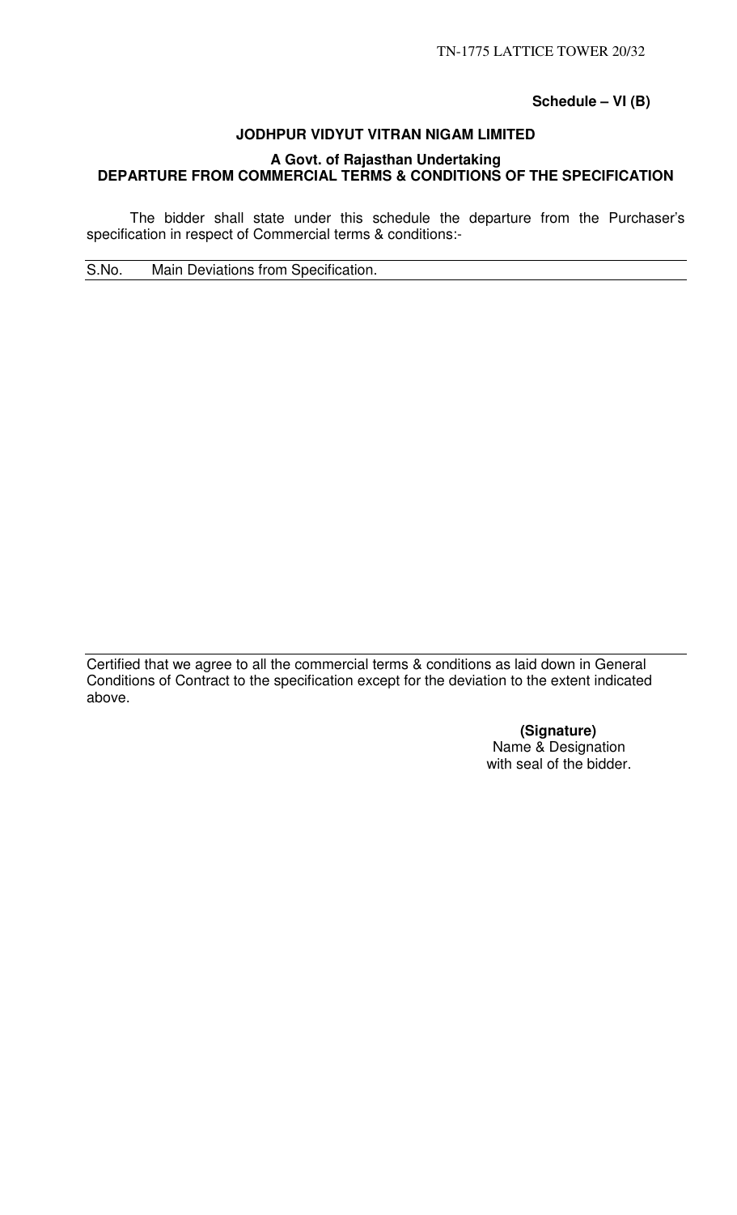**Schedule – VI (B)**

## JODHPUR VIDYUT VITRAN NIGAM LIMITED

### A Govt. of Rajasthan Undertaking

### DEPARTURE FROM COMMERCIAL TERMS & CONDITIONS OF THE SPECIFICATION

The bidder shall state under this schedule the departure from the Purchaser's specification in respect of Commercial terms & conditions:-

| S.No. | Main Deviations from Specification. |
|---|---|
| | |

Certified that we agree to all the commercial terms & conditions as laid down in General Conditions of Contract to the specification except for the deviation to the extent indicated above.

**(Signature)**
Name & Designation
with seal of the bidder.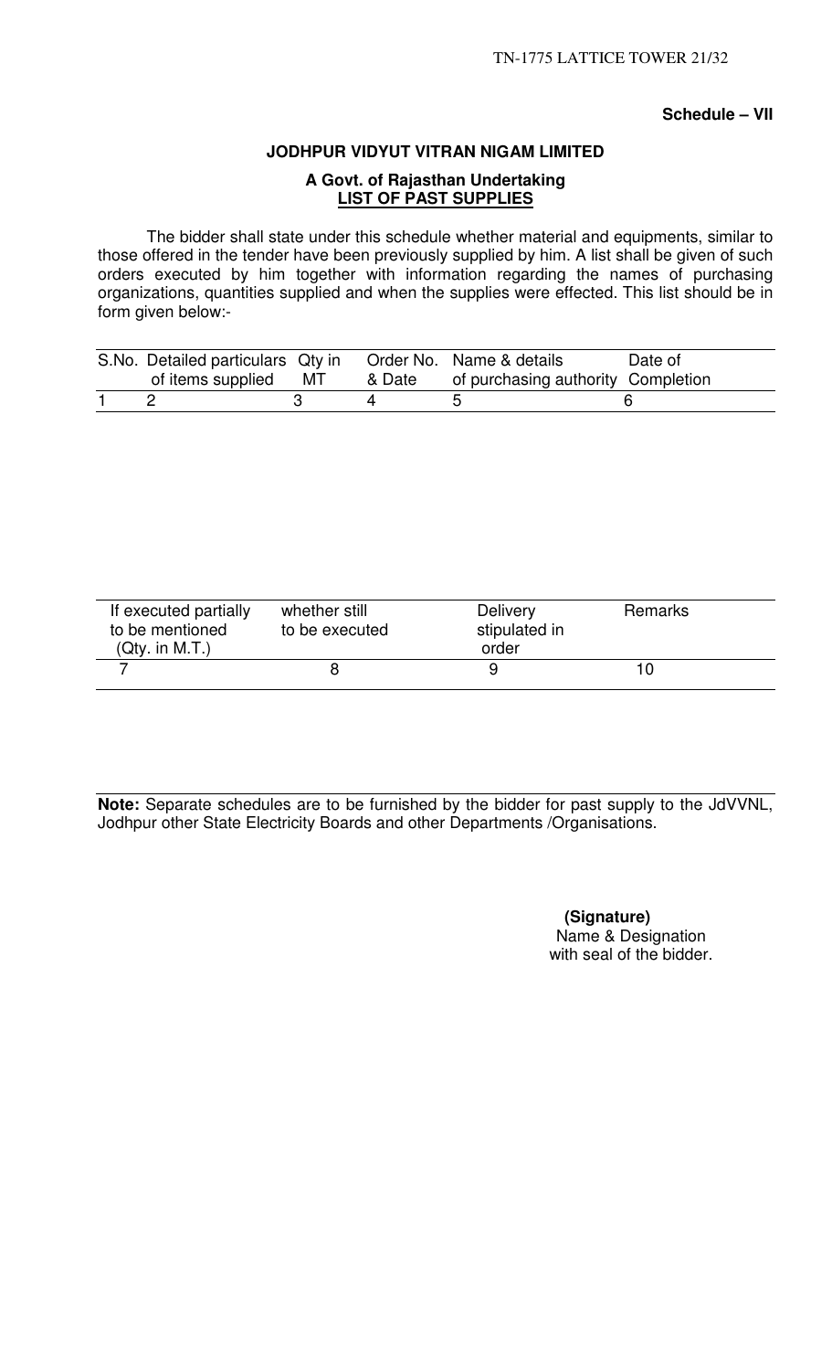**Schedule – VII**

**JODHPUR VIDYUT VITRAN NIGAM LIMITED**

**A Govt. of Rajasthan Undertaking**
**LIST OF PAST SUPPLIES**

The bidder shall state under this schedule whether material and equipments, similar to those offered in the tender have been previously supplied by him. A list shall be given of such orders executed by him together with information regarding the names of purchasing organizations, quantities supplied and when the supplies were effected. This list should be in form given below:-

| S.No. | Detailed particulars of items supplied | Qty in MT | Order No. & Date | Name & details of purchasing authority | Date of Completion |
|---|---|---|---|---|---|
| 1 | 2 | 3 | 4 | 5 | 6 |

| If executed partially to be mentioned (Qty. in M.T.) | whether still to be executed | Delivery stipulated in order | Remarks |
|---|---|---|---|
| 7 | 8 | 9 | 10 |

**Note:** Separate schedules are to be furnished by the bidder for past supply to the JdVVNL, Jodhpur other State Electricity Boards and other Departments /Organisations.

**(Signature)**
Name & Designation
with seal of the bidder.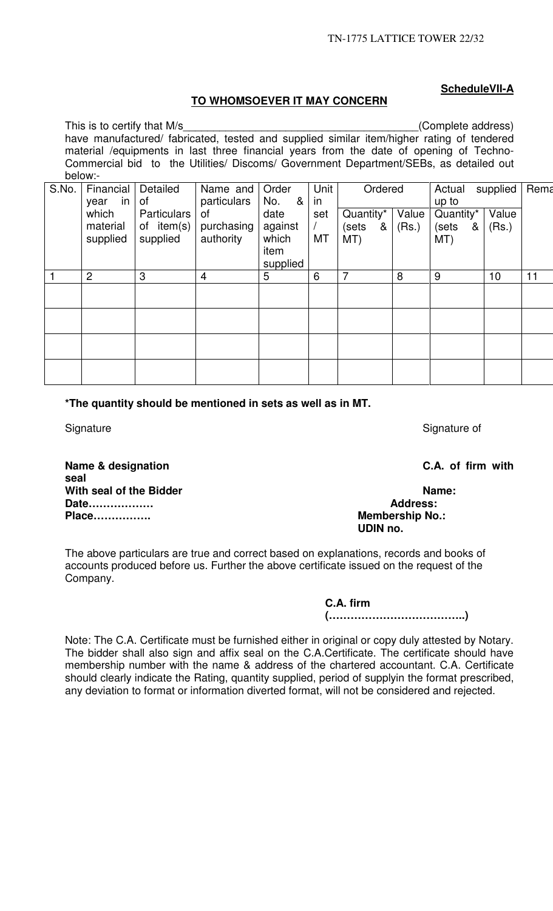**ScheduleVII-A**

**TO WHOMSOEVER IT MAY CONCERN**

This is to certify that M/s_________________________________________(Complete address) have manufactured/ fabricated, tested and supplied similar item/higher rating of tendered material /equipments in last three financial years from the date of opening of Techno-Commercial bid to the Utilities/ Discoms/ Government Department/SEBs, as detailed out below:-

| S.No. | Financial year in which material supplied | Detailed of Particulars of item(s) supplied | Name and particulars of purchasing authority | Order No. & date against which item supplied | Unit in set / MT | Ordered | | Actual supplied up to | | Rema |
|---|---|---|---|---|---|---|---|---|---|---|
| | | | | | | Quantity* (sets & MT) | Value (Rs.) | Quantity* (sets & MT) | Value (Rs.) | |
| 1 | 2 | 3 | 4 | 5 | 6 | 7 | 8 | 9 | 10 | 11 |
| | | | | | | | | | | |
| | | | | | | | | | | |
| | | | | | | | | | | |
| | | | | | | | | | | |

**\*The quantity should be mentioned in sets as well as in MT.**

Signature

**Name & designation**
**With seal of the Bidder**
**Date………………**
**Place…………….**

Signature of

**C.A. of firm with seal**
**Name:**
**Address:**
**Membership No.:**
**UDIN no.**

The above particulars are true and correct based on explanations, records and books of accounts produced before us. Further the above certificate issued on the request of the Company.

**C.A. firm**
**(………………………………..)**

Note: The C.A. Certificate must be furnished either in original or copy duly attested by Notary. The bidder shall also sign and affix seal on the C.A.Certificate. The certificate should have membership number with the name & address of the chartered accountant. C.A. Certificate should clearly indicate the Rating, quantity supplied, period of supplyin the format prescribed, any deviation to format or information diverted format, will not be considered and rejected.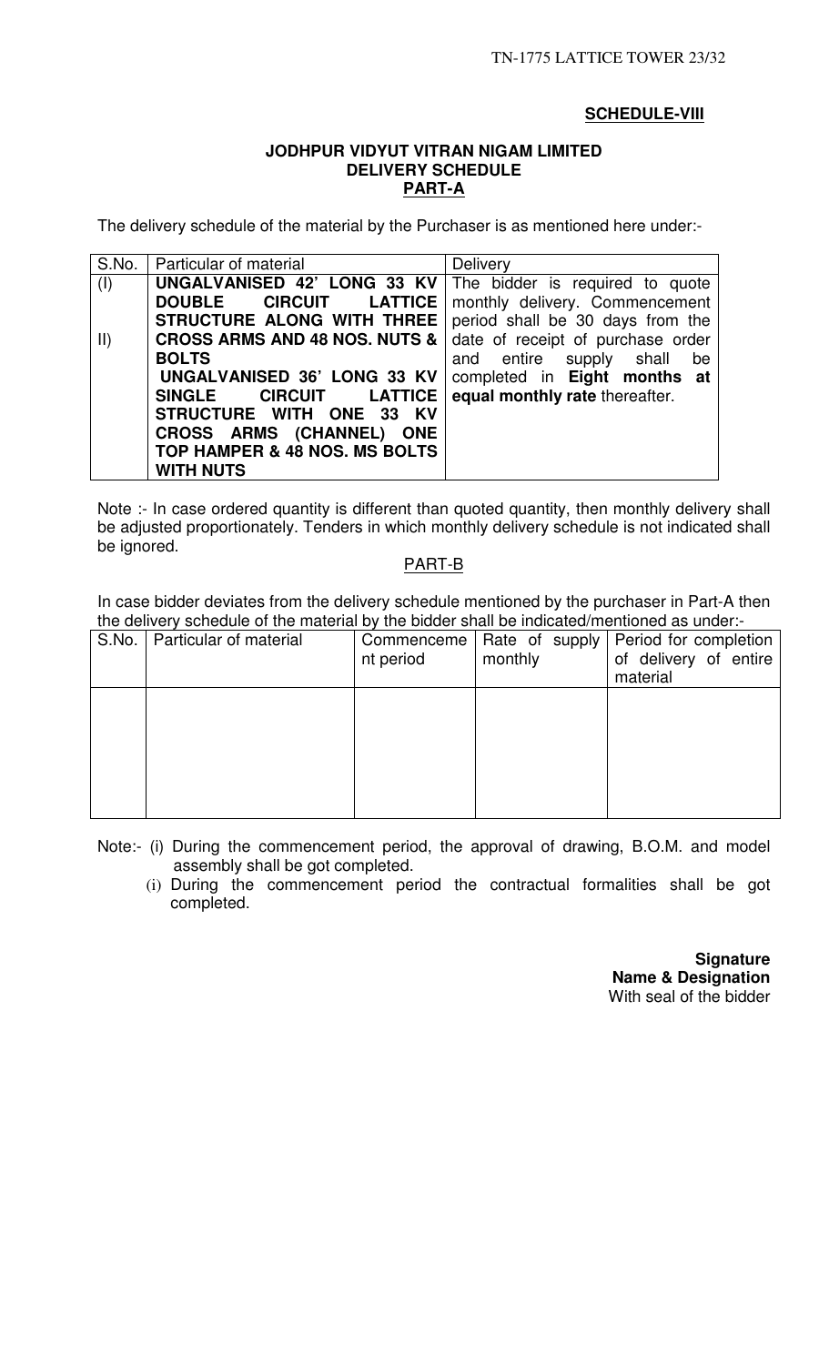## SCHEDULE-VIII

### JODHPUR VIDYUT VITRAN NIGAM LIMITED
### DELIVERY SCHEDULE
### PART-A

The delivery schedule of the material by the Purchaser is as mentioned here under:-

| S.No. | Particular of material | Delivery |
|---|---|---|
| (I) | **UNGALVANISED 42' LONG 33 KV DOUBLE CIRCUIT LATTICE STRUCTURE ALONG WITH THREE CROSS ARMS AND 48 NOS. NUTS & BOLTS** | The bidder is required to quote monthly delivery. Commencement period shall be 30 days from the date of receipt of purchase order and entire supply shall be completed in **Eight months at equal monthly rate** thereafter. |
| II) | **UNGALVANISED 36' LONG 33 KV SINGLE CIRCUIT LATTICE STRUCTURE WITH ONE 33 KV CROSS ARMS (CHANNEL) ONE TOP HAMPER & 48 NOS. MS BOLTS WITH NUTS** | |

Note :- In case ordered quantity is different than quoted quantity, then monthly delivery shall be adjusted proportionately. Tenders in which monthly delivery schedule is not indicated shall be ignored.

### PART-B

In case bidder deviates from the delivery schedule mentioned by the purchaser in Part-A then the delivery schedule of the material by the bidder shall be indicated/mentioned as under:-

| S.No. | Particular of material | Commencement period | Rate of supply monthly | Period for completion of delivery of entire material |
|---|---|---|---|---|
| | | | | |

Note:- (i) During the commencement period, the approval of drawing, B.O.M. and model assembly shall be got completed.

(i) During the commencement period the contractual formalities shall be got completed.

**Signature**
**Name & Designation**
With seal of the bidder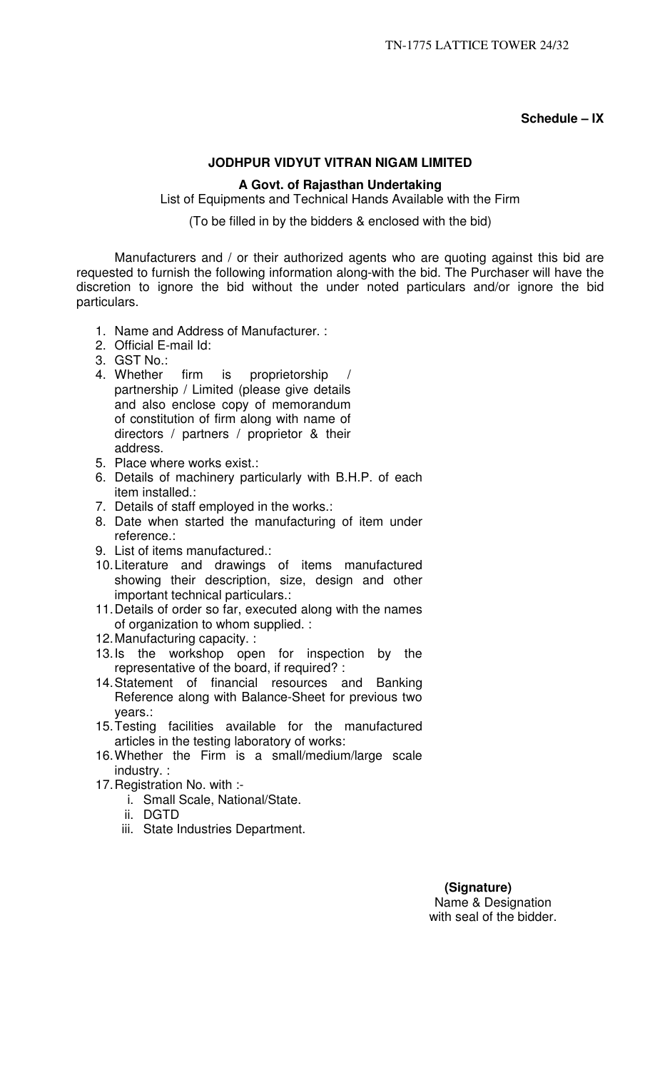**Schedule – IX**

## JODHPUR VIDYUT VITRAN NIGAM LIMITED

**A Govt. of Rajasthan Undertaking**

List of Equipments and Technical Hands Available with the Firm

(To be filled in by the bidders & enclosed with the bid)

Manufacturers and / or their authorized agents who are quoting against this bid are requested to furnish the following information along-with the bid. The Purchaser will have the discretion to ignore the bid without the under noted particulars and/or ignore the bid particulars.

1. Name and Address of Manufacturer. :
2. Official E-mail Id:
3. GST No.:
4. Whether firm is proprietorship / partnership / Limited (please give details and also enclose copy of memorandum of constitution of firm along with name of directors / partners / proprietor & their address.
5. Place where works exist.:
6. Details of machinery particularly with B.H.P. of each item installed.:
7. Details of staff employed in the works.:
8. Date when started the manufacturing of item under reference.:
9. List of items manufactured.:
10. Literature and drawings of items manufactured showing their description, size, design and other important technical particulars.:
11. Details of order so far, executed along with the names of organization to whom supplied. :
12. Manufacturing capacity. :
13. Is the workshop open for inspection by the representative of the board, if required? :
14. Statement of financial resources and Banking Reference along with Balance-Sheet for previous two years.:
15. Testing facilities available for the manufactured articles in the testing laboratory of works:
16. Whether the Firm is a small/medium/large scale industry. :
17. Registration No. with :-
    1. Small Scale, National/State.
    2. DGTD
    3. State Industries Department.

**(Signature)**
Name & Designation
with seal of the bidder.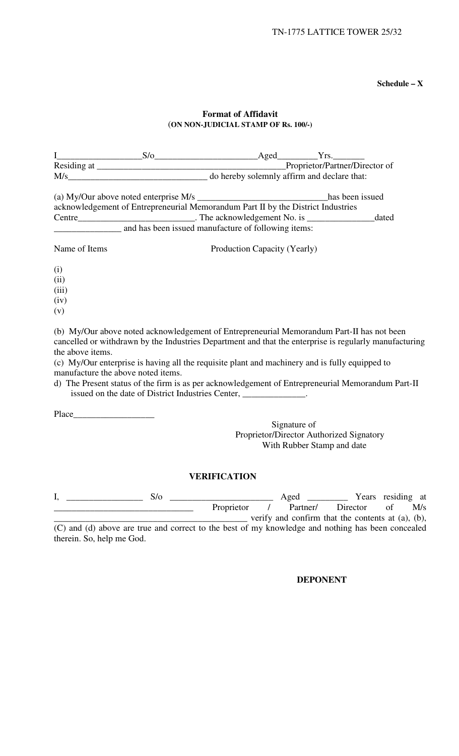**Schedule – X**

**Format of Affidavit**
**(ON NON-JUDICIAL STAMP OF Rs. 100/-)**

I__________________S/o______________________Aged_________Yrs._______ Residing at _________________________________________Proprietor/Partner/Director of M/s______________________________ do hereby solemnly affirm and declare that:

(a) My/Our above noted enterprise M/s _____________________________has been issued acknowledgement of Entrepreneurial Memorandum Part II by the District Industries Centre_________________________. The acknowledgement No. is _______________dated _______________ and has been issued manufacture of following items:

| Name of Items | Production Capacity (Yearly) |
|---|---|
| (i) | |
| (ii) | |
| (iii) | |
| (iv) | |
| (v) | |

(b) My/Our above noted acknowledgement of Entrepreneurial Memorandum Part-II has not been cancelled or withdrawn by the Industries Department and that the enterprise is regularly manufacturing the above items.

(c) My/Our enterprise is having all the requisite plant and machinery and is fully equipped to manufacture the above noted items.

d) The Present status of the firm is as per acknowledgement of Entrepreneurial Memorandum Part-II issued on the date of District Industries Center, ______________.

Place_________________

Signature of
Proprietor/Director Authorized Signatory
With Rubber Stamp and date

**VERIFICATION**

I, ________________ S/o ______________________ Aged _________ Years residing at ______________________________ Proprietor / Partner/ Director of M/s __________________________________________ verify and confirm that the contents at (a), (b), (C) and (d) above are true and correct to the best of my knowledge and nothing has been concealed therein. So, help me God.

**DEPONENT**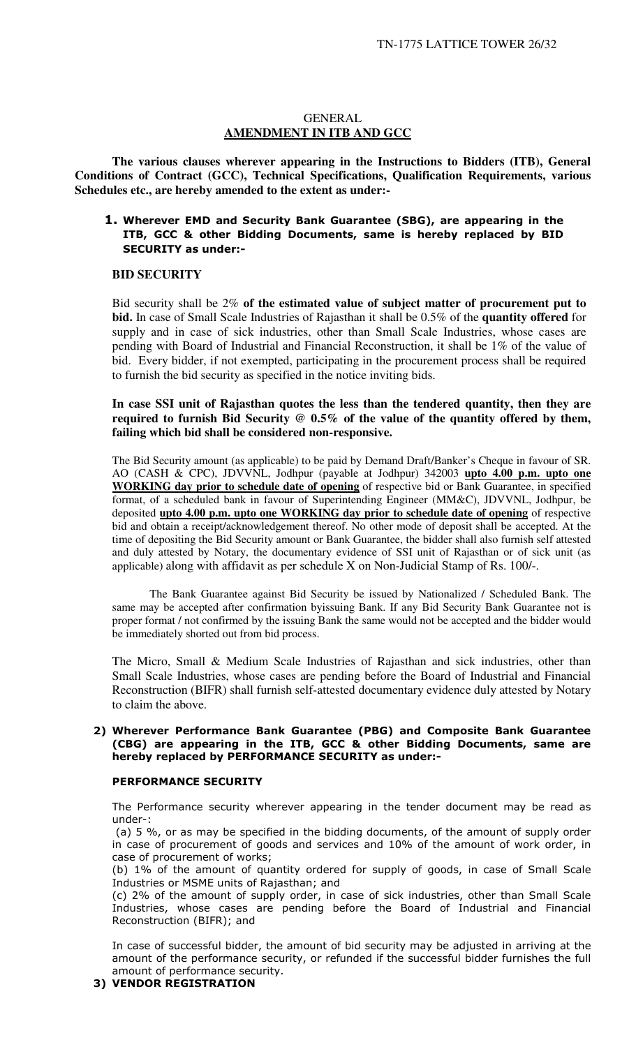# GENERAL
## AMENDMENT IN ITB AND GCC

**The various clauses wherever appearing in the Instructions to Bidders (ITB), General Conditions of Contract (GCC), Technical Specifications, Qualification Requirements, various Schedules etc., are hereby amended to the extent as under:-**

**1. Wherever EMD and Security Bank Guarantee (SBG), are appearing in the ITB, GCC & other Bidding Documents, same is hereby replaced by BID SECURITY as under:-**

**BID SECURITY**

Bid security shall be 2% **of the estimated value of subject matter of procurement put to bid.** In case of Small Scale Industries of Rajasthan it shall be 0.5% of the **quantity offered** for supply and in case of sick industries, other than Small Scale Industries, whose cases are pending with Board of Industrial and Financial Reconstruction, it shall be 1% of the value of bid. Every bidder, if not exempted, participating in the procurement process shall be required to furnish the bid security as specified in the notice inviting bids.

**In case SSI unit of Rajasthan quotes the less than the tendered quantity, then they are required to furnish Bid Security @ 0.5% of the value of the quantity offered by them, failing which bid shall be considered non-responsive.**

The Bid Security amount (as applicable) to be paid by Demand Draft/Banker's Cheque in favour of SR. AO (CASH & CPC), JDVVNL, Jodhpur (payable at Jodhpur) 342003 **upto 4.00 p.m. upto one WORKING day prior to schedule date of opening** of respective bid or Bank Guarantee, in specified format, of a scheduled bank in favour of Superintending Engineer (MM&C), JDVVNL, Jodhpur, be deposited **upto 4.00 p.m. upto one WORKING day prior to schedule date of opening** of respective bid and obtain a receipt/acknowledgement thereof. No other mode of deposit shall be accepted. At the time of depositing the Bid Security amount or Bank Guarantee, the bidder shall also furnish self attested and duly attested by Notary, the documentary evidence of SSI unit of Rajasthan or of sick unit (as applicable) along with affidavit as per schedule X on Non-Judicial Stamp of Rs. 100/-.

The Bank Guarantee against Bid Security be issued by Nationalized / Scheduled Bank. The same may be accepted after confirmation byissuing Bank. If any Bid Security Bank Guarantee not is proper format / not confirmed by the issuing Bank the same would not be accepted and the bidder would be immediately shorted out from bid process.

The Micro, Small & Medium Scale Industries of Rajasthan and sick industries, other than Small Scale Industries, whose cases are pending before the Board of Industrial and Financial Reconstruction (BIFR) shall furnish self-attested documentary evidence duly attested by Notary to claim the above.

**2) Wherever Performance Bank Guarantee (PBG) and Composite Bank Guarantee (CBG) are appearing in the ITB, GCC & other Bidding Documents, same are hereby replaced by PERFORMANCE SECURITY as under:-**

**PERFORMANCE SECURITY**

The Performance security wherever appearing in the tender document may be read as under-:

(a) 5 %, or as may be specified in the bidding documents, of the amount of supply order in case of procurement of goods and services and 10% of the amount of work order, in case of procurement of works;

(b) 1% of the amount of quantity ordered for supply of goods, in case of Small Scale Industries or MSME units of Rajasthan; and

(c) 2% of the amount of supply order, in case of sick industries, other than Small Scale Industries, whose cases are pending before the Board of Industrial and Financial Reconstruction (BIFR); and

In case of successful bidder, the amount of bid security may be adjusted in arriving at the amount of the performance security, or refunded if the successful bidder furnishes the full amount of performance security.

**3) VENDOR REGISTRATION**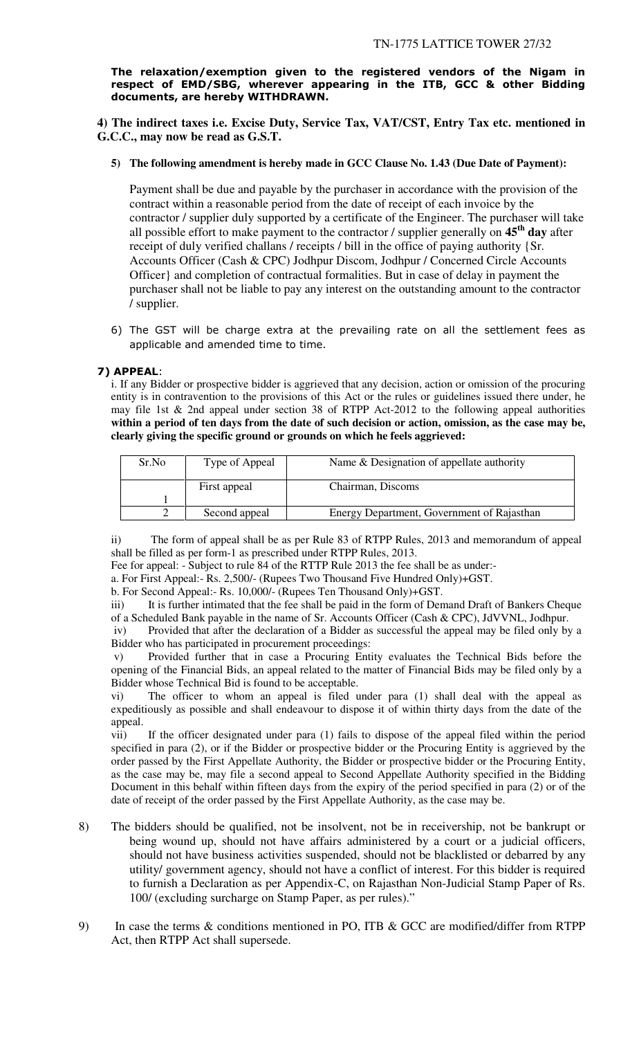**The relaxation/exemption given to the registered vendors of the Nigam in respect of EMD/SBG, wherever appearing in the ITB, GCC & other Bidding documents, are hereby WITHDRAWN.**

**4) The indirect taxes i.e. Excise Duty, Service Tax, VAT/CST, Entry Tax etc. mentioned in G.C.C., may now be read as G.S.T.**

**5) The following amendment is hereby made in GCC Clause No. 1.43 (Due Date of Payment):**

Payment shall be due and payable by the purchaser in accordance with the provision of the contract within a reasonable period from the date of receipt of each invoice by the contractor / supplier duly supported by a certificate of the Engineer. The purchaser will take all possible effort to make payment to the contractor / supplier generally on **45th day** after receipt of duly verified challans / receipts / bill in the office of paying authority {Sr. Accounts Officer (Cash & CPC) Jodhpur Discom, Jodhpur / Concerned Circle Accounts Officer} and completion of contractual formalities. But in case of delay in payment the purchaser shall not be liable to pay any interest on the outstanding amount to the contractor / supplier.

6) The GST will be charge extra at the prevailing rate on all the settlement fees as applicable and amended time to time.

**7) APPEAL**:

i. If any Bidder or prospective bidder is aggrieved that any decision, action or omission of the procuring entity is in contravention to the provisions of this Act or the rules or guidelines issued there under, he may file 1st & 2nd appeal under section 38 of RTPP Act-2012 to the following appeal authorities **within a period of ten days from the date of such decision or action, omission, as the case may be, clearly giving the specific ground or grounds on which he feels aggrieved:**

| Sr.No | Type of Appeal | Name & Designation of appellate authority |
|---|---|---|
| 1 | First appeal | Chairman, Discoms |
| 2 | Second appeal | Energy Department, Government of Rajasthan |

ii) The form of appeal shall be as per Rule 83 of RTPP Rules, 2013 and memorandum of appeal shall be filled as per form-1 as prescribed under RTPP Rules, 2013.

Fee for appeal: - Subject to rule 84 of the RTTP Rule 2013 the fee shall be as under:-

a. For First Appeal:- Rs. 2,500/- (Rupees Two Thousand Five Hundred Only)+GST.

b. For Second Appeal:- Rs. 10,000/- (Rupees Ten Thousand Only)+GST.

iii) It is further intimated that the fee shall be paid in the form of Demand Draft of Bankers Cheque of a Scheduled Bank payable in the name of Sr. Accounts Officer (Cash & CPC), JdVVNL, Jodhpur.

iv) Provided that after the declaration of a Bidder as successful the appeal may be filed only by a Bidder who has participated in procurement proceedings:

v) Provided further that in case a Procuring Entity evaluates the Technical Bids before the opening of the Financial Bids, an appeal related to the matter of Financial Bids may be filed only by a Bidder whose Technical Bid is found to be acceptable.

vi) The officer to whom an appeal is filed under para (1) shall deal with the appeal as expeditiously as possible and shall endeavour to dispose it of within thirty days from the date of the appeal.

vii) If the officer designated under para (1) fails to dispose of the appeal filed within the period specified in para (2), or if the Bidder or prospective bidder or the Procuring Entity is aggrieved by the order passed by the First Appellate Authority, the Bidder or prospective bidder or the Procuring Entity, as the case may be, may file a second appeal to Second Appellate Authority specified in the Bidding Document in this behalf within fifteen days from the expiry of the period specified in para (2) or of the date of receipt of the order passed by the First Appellate Authority, as the case may be.

8) The bidders should be qualified, not be insolvent, not be in receivership, not be bankrupt or being wound up, should not have affairs administered by a court or a judicial officers, should not have business activities suspended, should not be blacklisted or debarred by any utility/ government agency, should not have a conflict of interest. For this bidder is required to furnish a Declaration as per Appendix-C, on Rajasthan Non-Judicial Stamp Paper of Rs. 100/ (excluding surcharge on Stamp Paper, as per rules)."

9) In case the terms & conditions mentioned in PO, ITB & GCC are modified/differ from RTPP Act, then RTPP Act shall supersede.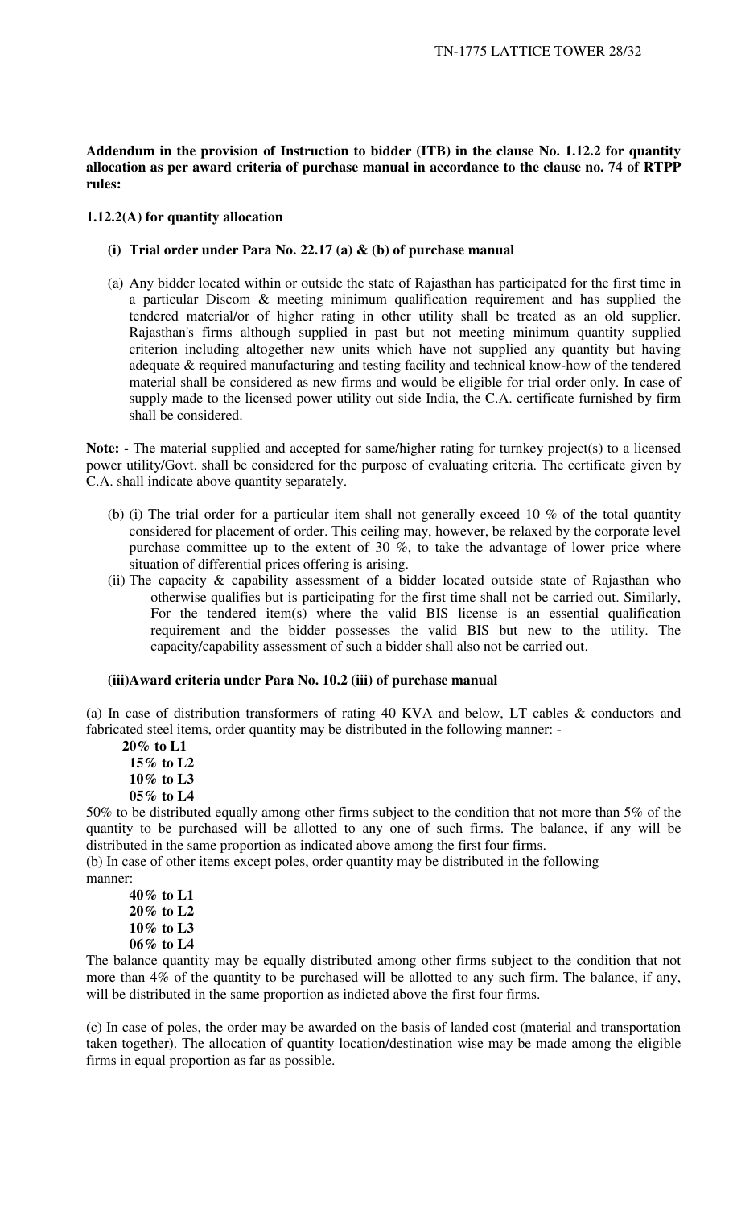**Addendum in the provision of Instruction to bidder (ITB) in the clause No. 1.12.2 for quantity allocation as per award criteria of purchase manual in accordance to the clause no. 74 of RTPP rules:**

**1.12.2(A) for quantity allocation**

**(i) Trial order under Para No. 22.17 (a) & (b) of purchase manual**

(a) Any bidder located within or outside the state of Rajasthan has participated for the first time in a particular Discom & meeting minimum qualification requirement and has supplied the tendered material/or of higher rating in other utility shall be treated as an old supplier. Rajasthan's firms although supplied in past but not meeting minimum quantity supplied criterion including altogether new units which have not supplied any quantity but having adequate & required manufacturing and testing facility and technical know-how of the tendered material shall be considered as new firms and would be eligible for trial order only. In case of supply made to the licensed power utility out side India, the C.A. certificate furnished by firm shall be considered.

**Note: -** The material supplied and accepted for same/higher rating for turnkey project(s) to a licensed power utility/Govt. shall be considered for the purpose of evaluating criteria. The certificate given by C.A. shall indicate above quantity separately.

(b) (i) The trial order for a particular item shall not generally exceed 10 % of the total quantity considered for placement of order. This ceiling may, however, be relaxed by the corporate level purchase committee up to the extent of 30 %, to take the advantage of lower price where situation of differential prices offering is arising.

(ii) The capacity & capability assessment of a bidder located outside state of Rajasthan who otherwise qualifies but is participating for the first time shall not be carried out. Similarly, For the tendered item(s) where the valid BIS license is an essential qualification requirement and the bidder possesses the valid BIS but new to the utility. The capacity/capability assessment of such a bidder shall also not be carried out.

**(iii)Award criteria under Para No. 10.2 (iii) of purchase manual**

(a) In case of distribution transformers of rating 40 KVA and below, LT cables & conductors and fabricated steel items, order quantity may be distributed in the following manner: -

**20% to L1**
**15% to L2**
**10% to L3**
**05% to L4**

50% to be distributed equally among other firms subject to the condition that not more than 5% of the quantity to be purchased will be allotted to any one of such firms. The balance, if any will be distributed in the same proportion as indicated above among the first four firms.

(b) In case of other items except poles, order quantity may be distributed in the following manner:

**40% to L1**
**20% to L2**
**10% to L3**
**06% to L4**

The balance quantity may be equally distributed among other firms subject to the condition that not more than 4% of the quantity to be purchased will be allotted to any such firm. The balance, if any, will be distributed in the same proportion as indicted above the first four firms.

(c) In case of poles, the order may be awarded on the basis of landed cost (material and transportation taken together). The allocation of quantity location/destination wise may be made among the eligible firms in equal proportion as far as possible.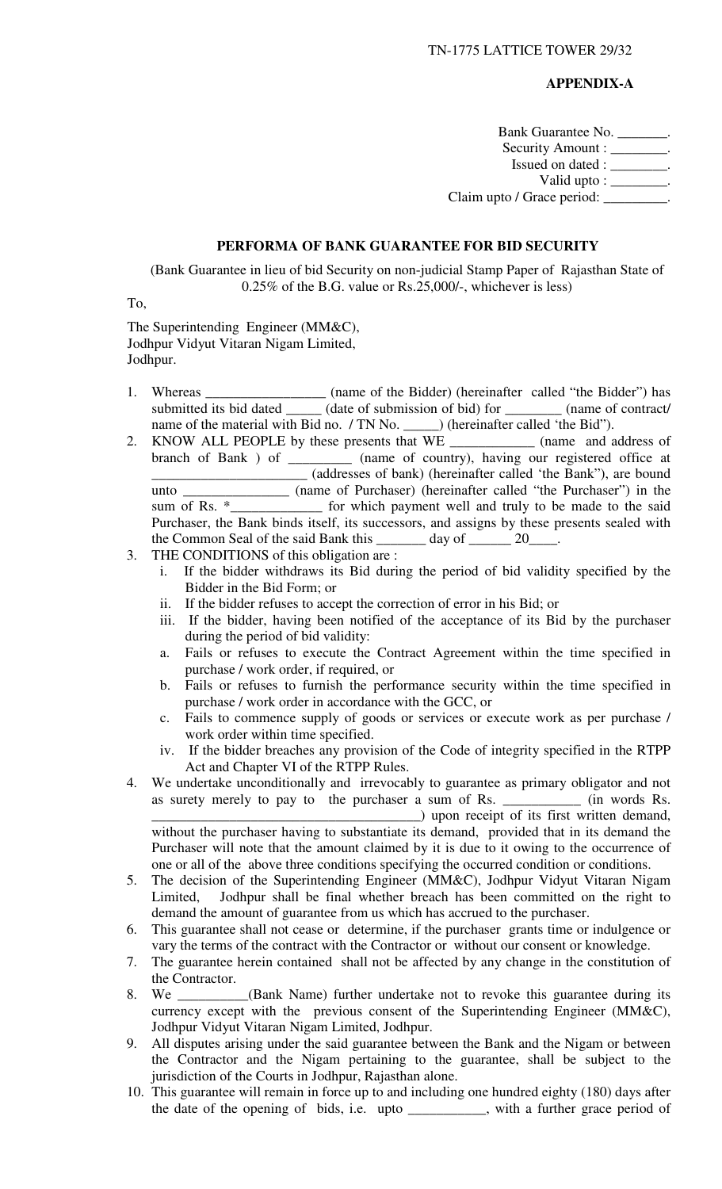**APPENDIX-A**

Bank Guarantee No. _______.
Security Amount : ________.
Issued on dated : ________.
Valid upto : ________.
Claim upto / Grace period: _________.

**PERFORMA OF BANK GUARANTEE FOR BID SECURITY**

(Bank Guarantee in lieu of bid Security on non-judicial Stamp Paper of Rajasthan State of 0.25% of the B.G. value or Rs.25,000/-, whichever is less)

To,

The Superintending Engineer (MM&C),
Jodhpur Vidyut Vitaran Nigam Limited,
Jodhpur.

1. Whereas _________________ (name of the Bidder) (hereinafter called "the Bidder") has submitted its bid dated _____ (date of submission of bid) for ________ (name of contract/ name of the material with Bid no. / TN No. _____) (hereinafter called 'the Bid").
2. KNOW ALL PEOPLE by these presents that WE ____________ (name and address of branch of Bank ) of _________ (name of country), having our registered office at _____________________ (addresses of bank) (hereinafter called 'the Bank"), are bound unto _______________ (name of Purchaser) (hereinafter called "the Purchaser") in the sum of Rs. *_____________ for which payment well and truly to be made to the said Purchaser, the Bank binds itself, its successors, and assigns by these presents sealed with the Common Seal of the said Bank this _______ day of ______ 20____.
3. THE CONDITIONS of this obligation are :
   i. If the bidder withdraws its Bid during the period of bid validity specified by the Bidder in the Bid Form; or
   ii. If the bidder refuses to accept the correction of error in his Bid; or
   iii. If the bidder, having been notified of the acceptance of its Bid by the purchaser during the period of bid validity:
   a. Fails or refuses to execute the Contract Agreement within the time specified in purchase / work order, if required, or
   b. Fails or refuses to furnish the performance security within the time specified in purchase / work order in accordance with the GCC, or
   c. Fails to commence supply of goods or services or execute work as per purchase / work order within time specified.
   iv. If the bidder breaches any provision of the Code of integrity specified in the RTPP Act and Chapter VI of the RTPP Rules.
4. We undertake unconditionally and irrevocably to guarantee as primary obligator and not as surety merely to pay to the purchaser a sum of Rs. ___________ (in words Rs. ______________________________________) upon receipt of its first written demand, without the purchaser having to substantiate its demand, provided that in its demand the Purchaser will note that the amount claimed by it is due to it owing to the occurrence of one or all of the above three conditions specifying the occurred condition or conditions.
5. The decision of the Superintending Engineer (MM&C), Jodhpur Vidyut Vitaran Nigam Limited, Jodhpur shall be final whether breach has been committed on the right to demand the amount of guarantee from us which has accrued to the purchaser.
6. This guarantee shall not cease or determine, if the purchaser grants time or indulgence or vary the terms of the contract with the Contractor or without our consent or knowledge.
7. The guarantee herein contained shall not be affected by any change in the constitution of the Contractor.
8. We __________(Bank Name) further undertake not to revoke this guarantee during its currency except with the previous consent of the Superintending Engineer (MM&C), Jodhpur Vidyut Vitaran Nigam Limited, Jodhpur.
9. All disputes arising under the said guarantee between the Bank and the Nigam or between the Contractor and the Nigam pertaining to the guarantee, shall be subject to the jurisdiction of the Courts in Jodhpur, Rajasthan alone.
10. This guarantee will remain in force up to and including one hundred eighty (180) days after the date of the opening of bids, i.e. upto ___________, with a further grace period of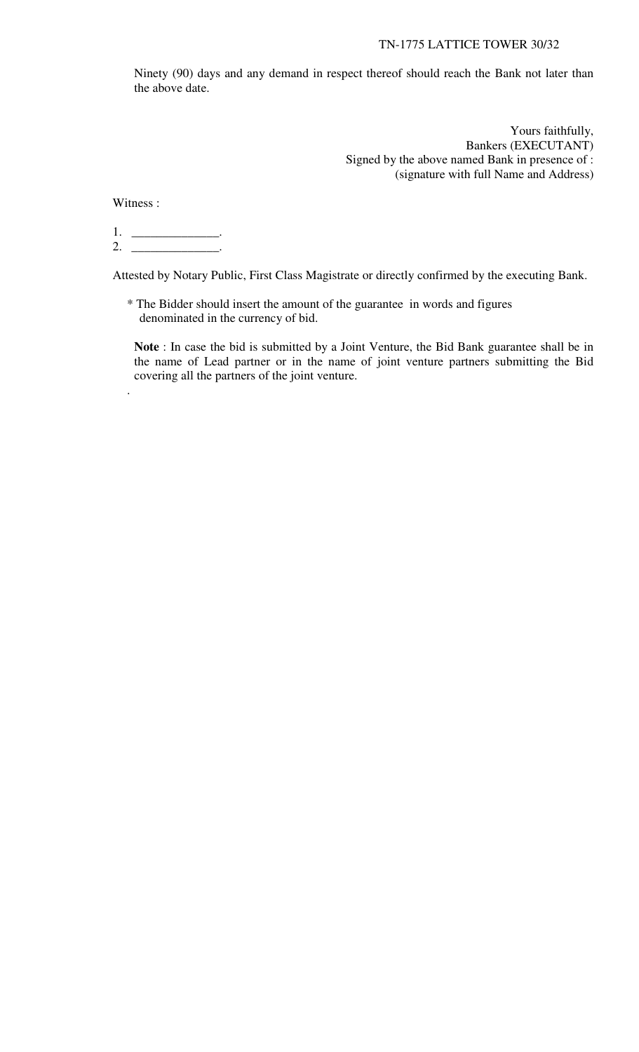Ninety (90) days and any demand in respect thereof should reach the Bank not later than the above date.

Yours faithfully,
Bankers (EXECUTANT)
Signed by the above named Bank in presence of :
(signature with full Name and Address)

Witness :

1. ______________.
2. ______________.

Attested by Notary Public, First Class Magistrate or directly confirmed by the executing Bank.

* The Bidder should insert the amount of the guarantee in words and figures denominated in the currency of bid.

**Note** : In case the bid is submitted by a Joint Venture, the Bid Bank guarantee shall be in the name of Lead partner or in the name of joint venture partners submitting the Bid covering all the partners of the joint venture.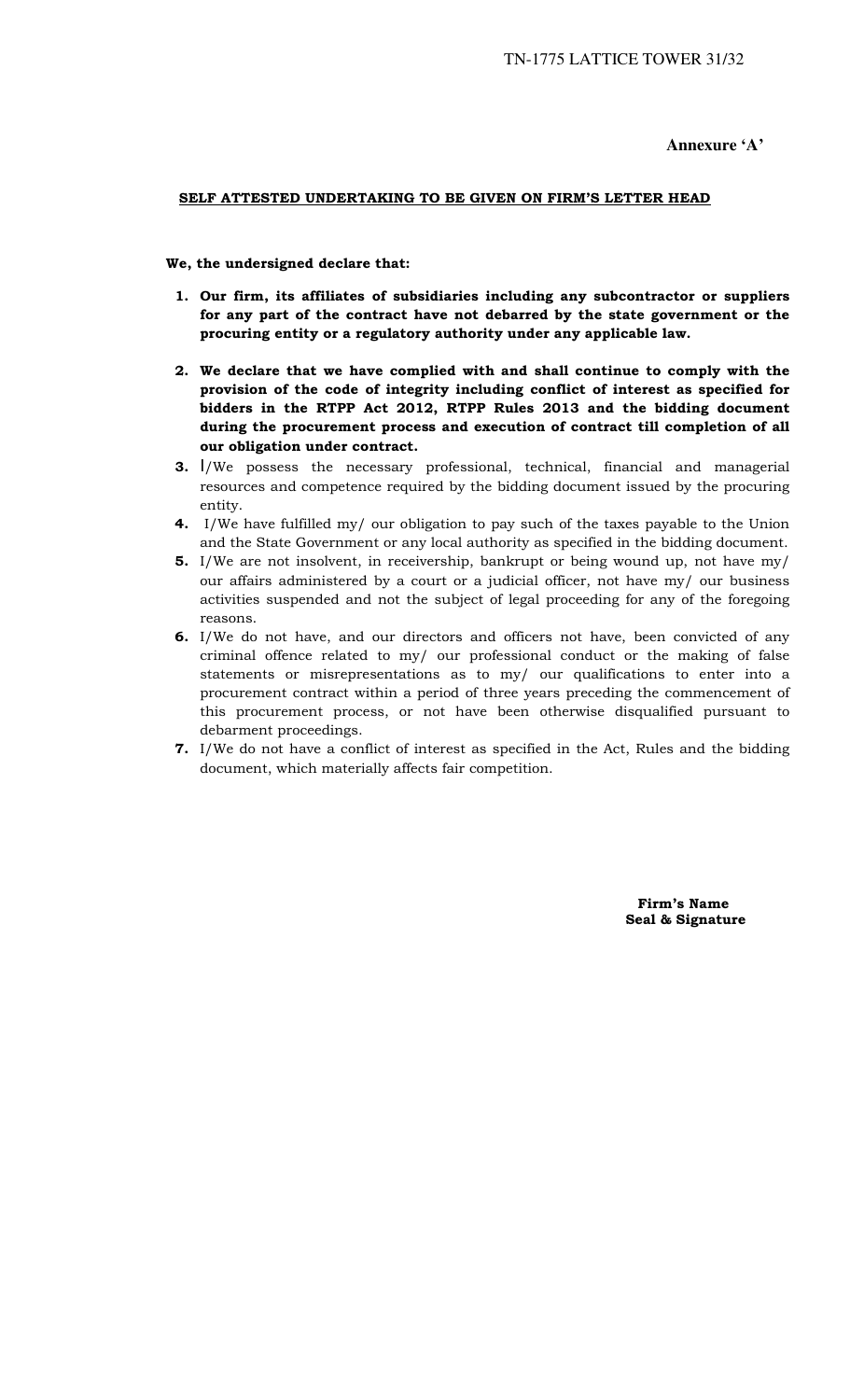**Annexure 'A'**

**SELF ATTESTED UNDERTAKING TO BE GIVEN ON FIRM'S LETTER HEAD**

**We, the undersigned declare that:**

1. **Our firm, its affiliates of subsidiaries including any subcontractor or suppliers for any part of the contract have not debarred by the state government or the procuring entity or a regulatory authority under any applicable law.**
2. **We declare that we have complied with and shall continue to comply with the provision of the code of integrity including conflict of interest as specified for bidders in the RTPP Act 2012, RTPP Rules 2013 and the bidding document during the procurement process and execution of contract till completion of all our obligation under contract.**
3. I/We possess the necessary professional, technical, financial and managerial resources and competence required by the bidding document issued by the procuring entity.
4. I/We have fulfilled my/ our obligation to pay such of the taxes payable to the Union and the State Government or any local authority as specified in the bidding document.
5. I/We are not insolvent, in receivership, bankrupt or being wound up, not have my/ our affairs administered by a court or a judicial officer, not have my/ our business activities suspended and not the subject of legal proceeding for any of the foregoing reasons.
6. I/We do not have, and our directors and officers not have, been convicted of any criminal offence related to my/ our professional conduct or the making of false statements or misrepresentations as to my/ our qualifications to enter into a procurement contract within a period of three years preceding the commencement of this procurement process, or not have been otherwise disqualified pursuant to debarment proceedings.
7. I/We do not have a conflict of interest as specified in the Act, Rules and the bidding document, which materially affects fair competition.

**Firm's Name**
**Seal & Signature**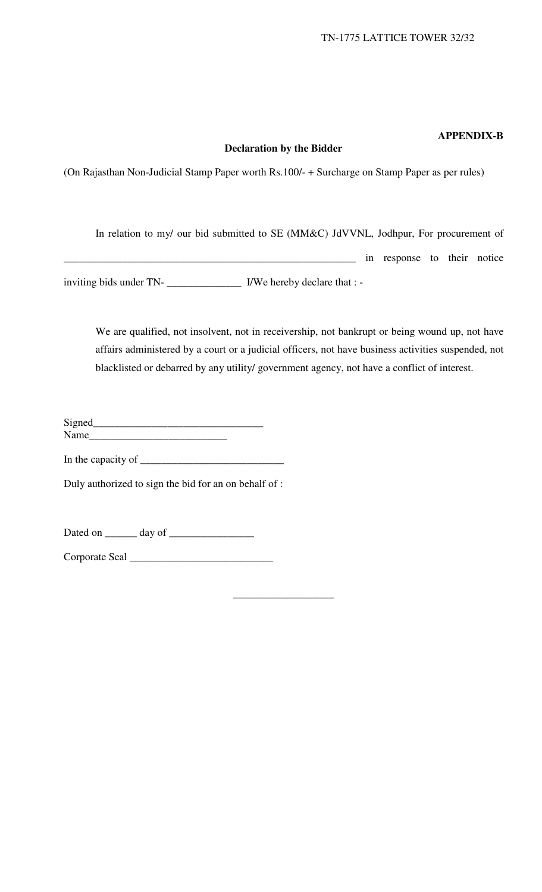**APPENDIX-B**

**Declaration by the Bidder**

(On Rajasthan Non-Judicial Stamp Paper worth Rs.100/- + Surcharge on Stamp Paper as per rules)

In relation to my/ our bid submitted to SE (MM&C) JdVVNL, Jodhpur, For procurement of ________________________________________________________ in response to their notice inviting bids under TN- ______________ I/We hereby declare that : -

We are qualified, not insolvent, not in receivership, not bankrupt or being wound up, not have affairs administered by a court or a judicial officers, not have business activities suspended, not blacklisted or debarred by any utility/ government agency, not have a conflict of interest.

Signed________________________________
Name__________________________

In the capacity of __________________________

Duly authorized to sign the bid for an on behalf of :

Dated on ______ day of ________________

Corporate Seal ___________________________

___________________